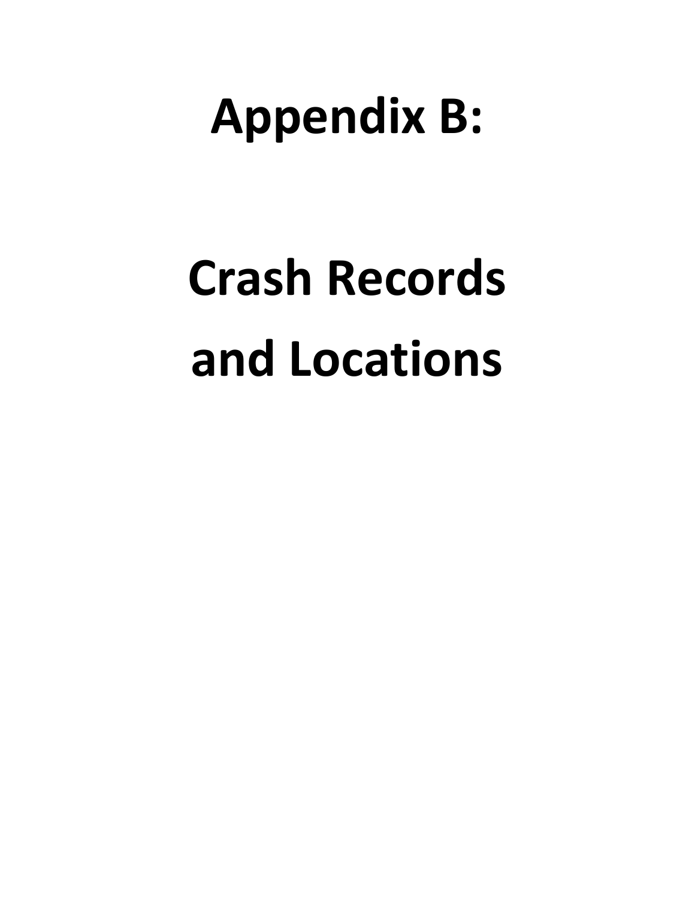# Appendix B:

# Crash Records and Locations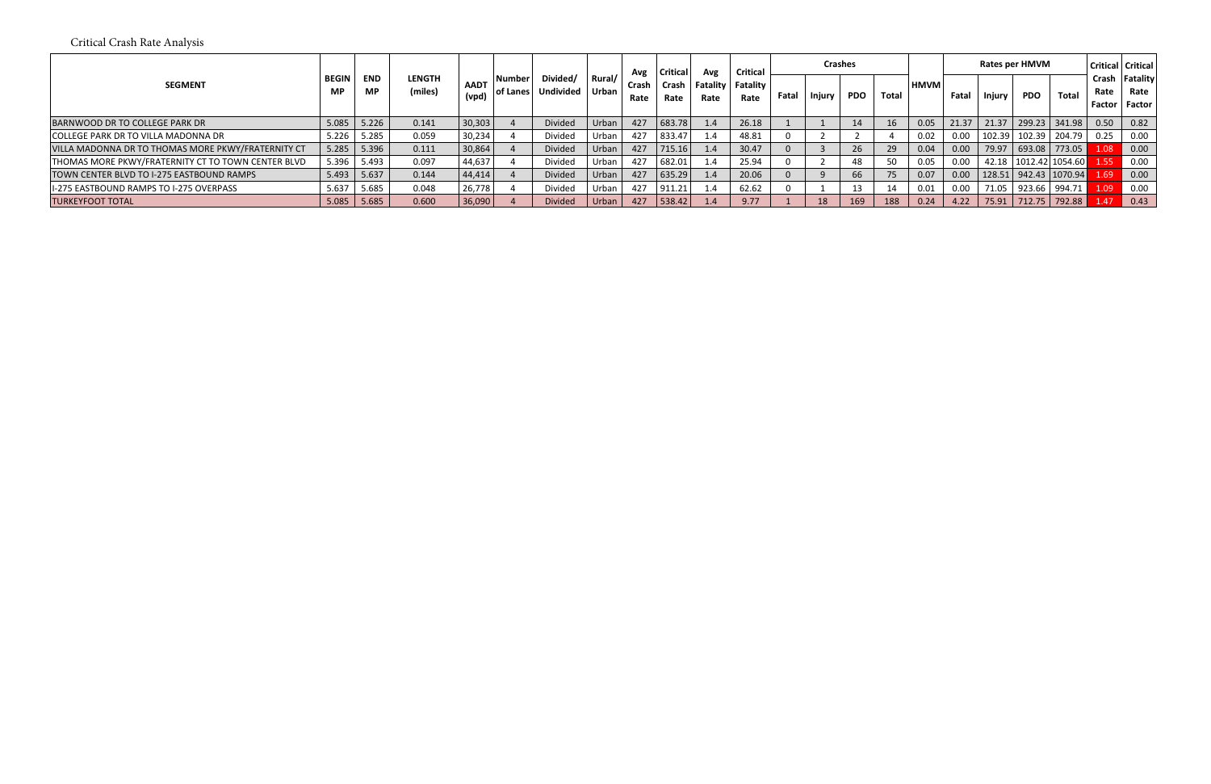Critical Crash Rate Analysis

| SEGMENT | BEGIN MP | END MP | LENGTH (miles) | AADT (vpd) | Number of Lanes | Divided/ Undivided | Rural/ Urban | Avg Crash Rate | Critical Crash Rate | Avg Fatality Rate | Critical Fatality Rate | Crashes | | | | HMVM | Rates per HMVM | | | | Critical Crash Rate Factor | Critical Fatality Rate Factor |
|---|---|---|---|---|---|---|---|---|---|---|---|---|---|---|---|---|---|---|---|---|---|---|
| | | | | | | | | | | | | Fatal | Injury | PDO | Total | | Fatal | Injury | PDO | Total | | |
| BARNWOOD DR TO COLLEGE PARK DR | 5.085 | 5.226 | 0.141 | 30,303 | 4 | Divided | Urban | 427 | 683.78 | 1.4 | 26.18 | 1 | 1 | 14 | 16 | 0.05 | 21.37 | 21.37 | 299.23 | 341.98 | 0.50 | 0.82 |
| COLLEGE PARK DR TO VILLA MADONNA DR | 5.226 | 5.285 | 0.059 | 30,234 | 4 | Divided | Urban | 427 | 833.47 | 1.4 | 48.81 | 0 | 2 | 2 | 4 | 0.02 | 0.00 | 102.39 | 102.39 | 204.79 | 0.25 | 0.00 |
| VILLA MADONNA DR TO THOMAS MORE PKWY/FRATERNITY CT | 5.285 | 5.396 | 0.111 | 30,864 | 4 | Divided | Urban | 427 | 715.16 | 1.4 | 30.47 | 0 | 3 | 26 | 29 | 0.04 | 0.00 | 79.97 | 693.08 | 773.05 | 1.08 | 0.00 |
| THOMAS MORE PKWY/FRATERNITY CT TO TOWN CENTER BLVD | 5.396 | 5.493 | 0.097 | 44,637 | 4 | Divided | Urban | 427 | 682.01 | 1.4 | 25.94 | 0 | 2 | 48 | 50 | 0.05 | 0.00 | 42.18 | 1012.42 | 1054.60 | 1.55 | 0.00 |
| TOWN CENTER BLVD TO I-275 EASTBOUND RAMPS | 5.493 | 5.637 | 0.144 | 44,414 | 4 | Divided | Urban | 427 | 635.29 | 1.4 | 20.06 | 0 | 9 | 66 | 75 | 0.07 | 0.00 | 128.51 | 942.43 | 1070.94 | 1.69 | 0.00 |
| I-275 EASTBOUND RAMPS TO I-275 OVERPASS | 5.637 | 5.685 | 0.048 | 26,778 | 4 | Divided | Urban | 427 | 911.21 | 1.4 | 62.62 | 0 | 1 | 13 | 14 | 0.01 | 0.00 | 71.05 | 923.66 | 994.71 | 1.09 | 0.00 |
| TURKEYFOOT TOTAL | 5.085 | 5.685 | 0.600 | 36,090 | 4 | Divided | Urban | 427 | 538.42 | 1.4 | 9.77 | 1 | 18 | 169 | 188 | 0.24 | 4.22 | 75.91 | 712.75 | 792.88 | 1.47 | 0.43 |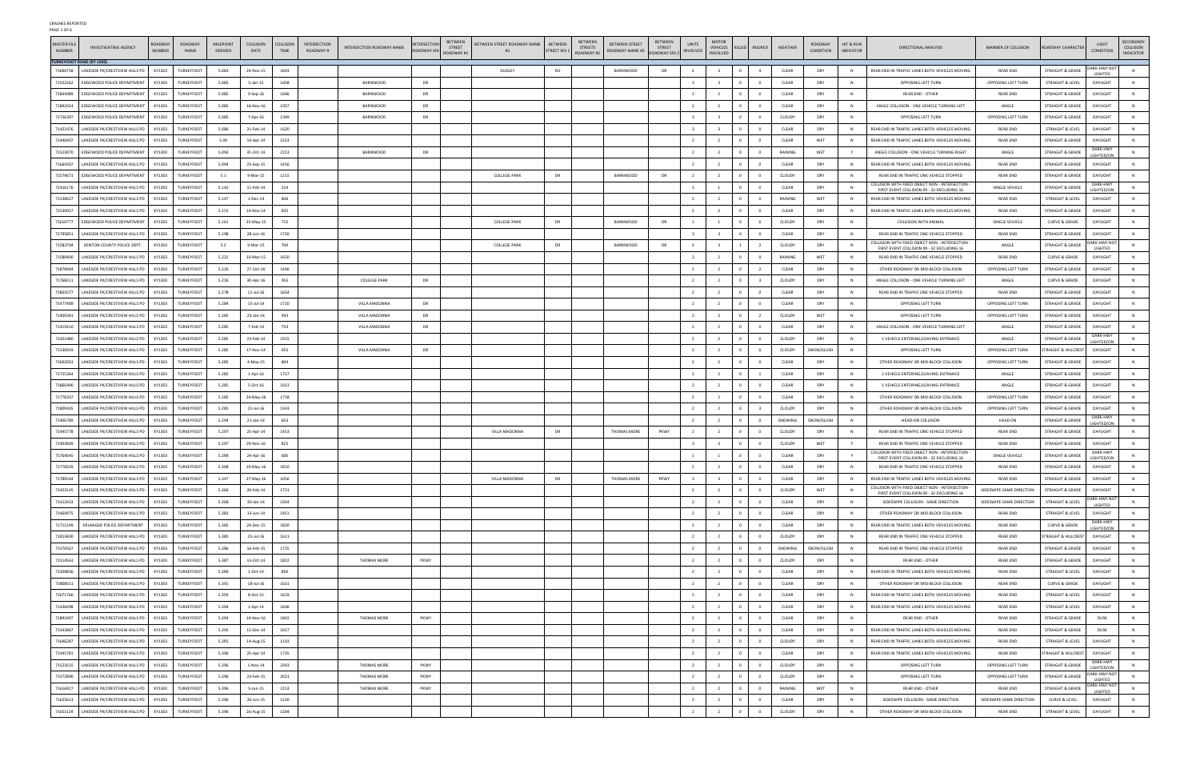CRASHES REPORTED

PAGE 1 OF 6

| MASTER FILE NUMBER | INVESTIGATING AGENCY | ROADWAY NUMBER | ROADWAY NAME | MILEPOINT DERIVED | COLLISION DATE | COLLISION TIME | INTERSECTION ROADWAY # | INTERSECTION ROADWAY NAME | INTERSECTION ROADWAY SFX | BETWEEN STREET ROADWAY #1 | BETWEEN STREET ROADWAY NAME #1 | BETWEEN STREET SFX 1 | BETWEEN STREETS ROADWAY #2 | BETWEEN STREET ROADWAY NAME #2 | BETWEEN STREET ROADWAY SFX 2 | UNITS INVOLVED | MOTOR VEHICLES INVOLVED | KILLED | INJURED | WEATHER | ROADWAY CONDITION | HIT & RUN INDICATOR | DIRECTIONAL ANALYSIS | MANNER OF COLLISION | ROADWAY CHARACTER | LIGHT CONDITION | SECONDARY COLLISION INDICATOR |
|---|---|---|---|---|---|---|---|---|---|---|---|---|---|---|---|---|---|---|---|---|---|---|---|---|---|---|---|
| **TURKEYFOOT ROAD (KY 1303)** | | | | | | | | | | | | | | | | | | | | | | | | | | | |
| 71696758 | LAKESIDE PK/CRESTVIEW HILLS PD | KY1303 | TURKEYFOOT | 5.083 | 24-Nov-15 | 1843 | | | | | DUDLEY | RD | | BARNWOOD | DR | 3 | 3 | 0 | 4 | CLEAR | DRY | N | REAR END IN TRAFFIC LANES BOTH VEHICLES MOVING | REAR END | STRAIGHT & GRADE | DARK-HWY NOT LIGHTED | N |
| 71552262 | EDGEWOOD POLICE DEPARTMENT | KY1303 | TURKEYFOOT | 5.085 | 5-Jan-15 | 1658 | | BARNWOOD | DR | | | | | | | 3 | 3 | 0 | 0 | CLEAR | DRY | N | OPPOSING LEFT TURN | OPPOSING LEFT TURN | STRAIGHT & LEVEL | DAYLIGHT | N |
| 71844089 | EDGEWOOD POLICE DEPARTMENT | KY1303 | TURKEYFOOT | 5.085 | 9-Sep-16 | 1646 | | BARNWOOD | DR | | | | | | | 2 | 2 | 0 | 0 | CLEAR | DRY | N | REAR END - OTHER | REAR END | STRAIGHT & GRADE | DAYLIGHT | N |
| 71892014 | EDGEWOOD POLICE DEPARTMENT | KY1303 | TURKEYFOOT | 5.085 | 16-Nov-16 | 1057 | | BARNWOOD | DR | | | | | | | 2 | 2 | 0 | 0 | CLEAR | DRY | N | ANGLE COLLISION - ONE VEHICLE TURNING LEFT | ANGLE | STRAIGHT & GRADE | DAYLIGHT | N |
| 71756397 | EDGEWOOD POLICE DEPARTMENT | KY1303 | TURKEYFOOT | 5.085 | 7-Apr-16 | 1349 | | BARNWOOD | DR | | | | | | | 3 | 3 | 0 | 0 | CLOUDY | DRY | N | OPPOSING LEFT TURN | OPPOSING LEFT TURN | STRAIGHT & GRADE | DAYLIGHT | N |
| 71422476 | LAKESIDE PK/CRESTVIEW HILLS PD | KY1303 | TURKEYFOOT | 5.086 | 21-Feb-14 | 1620 | | | | | | | | | | 3 | 3 | 0 | 0 | CLEAR | DRY | N | REAR END IN TRAFFIC LANES BOTH VEHICLES MOVING | REAR END | STRAIGHT & LEVEL | DAYLIGHT | N |
| 71440407 | LAKESIDE PK/CRESTVIEW HILLS PD | KY1303 | TURKEYFOOT | 5.09 | 14-Apr-14 | 1553 | | | | | | | | | | 2 | 2 | 0 | 0 | CLEAR | WET | N | REAR END IN TRAFFIC LANES BOTH VEHICLES MOVING | REAR END | STRAIGHT & GRADE | DAYLIGHT | N |
| 71523070 | EDGEWOOD POLICE DEPARTMENT | KY1303 | TURKEYFOOT | 5.093 | 31-Oct-14 | 2213 | | BARNWOOD | DR | | | | | | | 2 | 2 | 0 | 0 | RAINING | WET | Y | ANGLE COLLISION - ONE VEHICLE TURNING RIGHT | ANGLE | STRAIGHT & GRADE | DARK-HWY LIGHTED/ON | N |
| 71664307 | LAKESIDE PK/CRESTVIEW HILLS PD | KY1303 | TURKEYFOOT | 5.094 | 23-Sep-15 | 1456 | | | | | | | | | | 2 | 2 | 0 | 0 | CLEAR | DRY | N | REAR END IN TRAFFIC LANES BOTH VEHICLES MOVING | REAR END | STRAIGHT & GRADE | DAYLIGHT | N |
| 71579671 | EDGEWOOD POLICE DEPARTMENT | KY1303 | TURKEYFOOT | 5.1 | 9-Mar-15 | 1215 | | | | | COLLEGE PARK | DR | | BARNWOOD | DR | 2 | 2 | 0 | 0 | CLOUDY | DRY | N | REAR END IN TRAFFIC ONE VEHICLE STOPPED | REAR END | STRAIGHT & GRADE | DAYLIGHT | N |
| 71416176 | LAKESIDE PK/CRESTVIEW HILLS PD | KY1303 | TURKEYFOOT | 5.142 | 11-Feb-14 | 214 | | | | | | | | | | 1 | 1 | 0 | 0 | CLEAR | DRY | N | COLLISION WITH FIXED OBJECT NON - INTERSECTION - FIRST EVENT COLLISION 09 - 32 EXCLUDING 16 | SINGLE VEHICLE | STRAIGHT & GRADE | DARK-HWY LIGHTED/ON | N |
| 71538427 | LAKESIDE PK/CRESTVIEW HILLS PD | KY1303 | TURKEYFOOT | 5.147 | 1-Dec-14 | 846 | | | | | | | | | | 2 | 2 | 0 | 0 | RAINING | WET | N | REAR END IN TRAFFIC LANES BOTH VEHICLES MOVING | REAR END | STRAIGHT & LEVEL | DAYLIGHT | N |
| 71530057 | LAKESIDE PK/CRESTVIEW HILLS PD | KY1303 | TURKEYFOOT | 5.155 | 14-Nov-14 | 835 | | | | | | | | | | 2 | 2 | 0 | 0 | CLEAR | DRY | N | REAR END IN TRAFFIC LANES BOTH VEHICLES MOVING | REAR END | STRAIGHT & GRADE | DAYLIGHT | N |
| 71610777 | EDGEWOOD POLICE DEPARTMENT | KY1303 | TURKEYFOOT | 5.161 | 25-May-15 | 715 | | | | | COLLEGE PARK | DR | | BARNWOOD | DR | 1 | 1 | 0 | 0 | CLOUDY | DRY | N | COLLISION WITH ANIMAL | SINGLE VEHICLE | CURVE & GRADE | DAYLIGHT | N |
| 71795851 | LAKESIDE PK/CRESTVIEW HILLS PD | KY1303 | TURKEYFOOT | 5.198 | 28-Jun-16 | 1720 | | | | | | | | | | 3 | 3 | 0 | 0 | CLEAR | DRY | N | REAR END IN TRAFFIC ONE VEHICLE STOPPED | REAR END | STRAIGHT & GRADE | DAYLIGHT | N |
| 71583794 | KENTON COUNTY POLICE DEPT. | KY1303 | TURKEYFOOT | 5.2 | 9-Mar-15 | 704 | | | | | COLLEGE PARK | DR | | BARNWOOD | DR | 3 | 3 | 1 | 2 | CLOUDY | DRY | N | COLLISION WITH FIXED OBJECT NON - INTERSECTION - FIRST EVENT COLLISION 09 - 32 EXCLUDING 16 | ANGLE | STRAIGHT & GRADE | DARK-HWY NOT LIGHTED | N |
| 71580400 | LAKESIDE PK/CRESTVIEW HILLS PD | KY1303 | TURKEYFOOT | 5.222 | 10-Mar-15 | 1650 | | | | | | | | | | 2 | 2 | 0 | 0 | RAINING | WET | N | REAR END IN TRAFFIC ONE VEHICLE STOPPED | REAR END | CURVE & GRADE | DAYLIGHT | N |
| 71870944 | LAKESIDE PK/CRESTVIEW HILLS PD | KY1303 | TURKEYFOOT | 5.226 | 27-Oct-16 | 1446 | | | | | | | | | | 2 | 2 | 0 | 2 | CLEAR | DRY | N | OTHER ROADWAY OR MID-BLOCK COLLISION | OPPOSING LEFT TURN | STRAIGHT & GRADE | DAYLIGHT | N |
| 71768511 | LAKESIDE PK/CRESTVIEW HILLS PD | KY1303 | TURKEYFOOT | 5.226 | 30-Apr-16 | 955 | | COLLEGE PARK | DR | | | | | | | 2 | 2 | 0 | 3 | CLOUDY | DRY | N | ANGLE COLLISION - ONE VEHICLE TURNING LEFT | ANGLE | CURVE & GRADE | DAYLIGHT | N |
| 71803577 | LAKESIDE PK/CRESTVIEW HILLS PD | KY1303 | TURKEYFOOT | 5.278 | 11-Jul-16 | 1654 | | | | | | | | | | 2 | 2 | 0 | 0 | CLEAR | DRY | N | REAR END IN TRAFFIC ONE VEHICLE STOPPED | REAR END | STRAIGHT & GRADE | DAYLIGHT | N |
| 71477489 | LAKESIDE PK/CRESTVIEW HILLS PD | KY1303 | TURKEYFOOT | 5.284 | 15-Jul-14 | 1720 | | VILLA MADONNA | DR | | | | | | | 2 | 2 | 0 | 0 | CLEAR | DRY | N | OPPOSING LEFT TURN | OPPOSING LEFT TURN | STRAIGHT & GRADE | DAYLIGHT | N |
| 71409341 | LAKESIDE PK/CRESTVIEW HILLS PD | KY1303 | TURKEYFOOT | 5.285 | 23-Jan-14 | 943 | | VILLA MADONNA | DR | | | | | | | 2 | 2 | 0 | 2 | CLOUDY | WET | N | OPPOSING LEFT TURN | OPPOSING LEFT TURN | STRAIGHT & GRADE | DAYLIGHT | N |
| 71414310 | LAKESIDE PK/CRESTVIEW HILLS PD | KY1303 | TURKEYFOOT | 5.285 | 7-Feb-14 | 754 | | VILLA MADONNA | DR | | | | | | | 2 | 2 | 0 | 0 | CLEAR | DRY | N | ANGLE COLLISION - ONE VEHICLE TURNING LEFT | ANGLE | STRAIGHT & GRADE | DAYLIGHT | N |
| 71422480 | LAKESIDE PK/CRESTVIEW HILLS PD | KY1303 | TURKEYFOOT | 5.285 | 23-Feb-14 | 1915 | | | | | | | | | | 2 | 2 | 0 | 0 | CLOUDY | DRY | N | 1 VEHICLE ENTERING/LEAVING ENTRANCE | ANGLE | STRAIGHT & GRADE | DARK-HWY LIGHTED/ON | N |
| 71530919 | LAKESIDE PK/CRESTVIEW HILLS PD | KY1303 | TURKEYFOOT | 5.285 | 17-Nov-14 | 955 | | VILLA MADONNA | DR | | | | | | | 2 | 2 | 0 | 0 | CLOUDY | SNOW/SLUSH | N | OPPOSING LEFT TURN | OPPOSING LEFT TURN | STRAIGHT & HILLCREST | DAYLIGHT | N |
| 71602053 | LAKESIDE PK/CRESTVIEW HILLS PD | KY1303 | TURKEYFOOT | 5.285 | 4-May-15 | 804 | | | | | | | | | | 2 | 2 | 0 | 0 | CLEAR | DRY | N | OTHER ROADWAY OR MID-BLOCK COLLISION | OPPOSING LEFT TURN | STRAIGHT & GRADE | DAYLIGHT | N |
| 71755264 | LAKESIDE PK/CRESTVIEW HILLS PD | KY1303 | TURKEYFOOT | 5.285 | 1-Apr-16 | 1717 | | | | | | | | | | 2 | 2 | 0 | 1 | CLEAR | DRY | N | 1 VEHICLE ENTERING/LEAVING ENTRANCE | ANGLE | STRAIGHT & GRADE | DAYLIGHT | N |
| 71866490 | LAKESIDE PK/CRESTVIEW HILLS PD | KY1303 | TURKEYFOOT | 5.285 | 5-Oct-16 | 1613 | | | | | | | | | | 2 | 2 | 0 | 0 | CLEAR | DRY | N | 1 VEHICLE ENTERING/LEAVING ENTRANCE | ANGLE | STRAIGHT & GRADE | DAYLIGHT | N |
| 71778337 | LAKESIDE PK/CRESTVIEW HILLS PD | KY1303 | TURKEYFOOT | 5.285 | 24-May-16 | 1718 | | | | | | | | | | 2 | 2 | 0 | 0 | CLEAR | DRY | N | OTHER ROADWAY OR MID-BLOCK COLLISION | OPPOSING LEFT TURN | STRAIGHT & GRADE | DAYLIGHT | N |
| 71809435 | LAKESIDE PK/CRESTVIEW HILLS PD | KY1303 | TURKEYFOOT | 5.285 | 22-Jul-16 | 1343 | | | | | | | | | | 2 | 2 | 0 | 3 | CLOUDY | DRY | N | OTHER ROADWAY OR MID-BLOCK COLLISION | OPPOSING LEFT TURN | STRAIGHT & GRADE | DAYLIGHT | N |
| 71406789 | LAKESIDE PK/CRESTVIEW HILLS PD | KY1303 | TURKEYFOOT | 5.294 | 21-Jan-14 | 653 | | | | | | | | | | 2 | 2 | 0 | 0 | SNOWING | SNOW/SLUSH | N | HEAD-ON COLLISION | HEAD ON | STRAIGHT & GRADE | DARK-HWY LIGHTED/ON | N |
| 71445778 | LAKESIDE PK/CRESTVIEW HILLS PD | KY1303 | TURKEYFOOT | 5.297 | 25-Apr-14 | 1453 | | | | | VILLA MADONNA | DR | | THOMAS MORE | PKWY | 2 | 2 | 0 | 0 | CLOUDY | DRY | N | REAR END IN TRAFFIC ONE VEHICLE STOPPED | REAR END | STRAIGHT & GRADE | DAYLIGHT | N |
| 71903849 | LAKESIDE PK/CRESTVIEW HILLS PD | KY1303 | TURKEYFOOT | 5.297 | 29-Nov-16 | 825 | | | | | | | | | | 3 | 3 | 0 | 0 | CLOUDY | WET | Y | REAR END IN TRAFFIC ONE VEHICLE STOPPED | REAR END | STRAIGHT & GRADE | DAYLIGHT | N |
| 71764045 | LAKESIDE PK/CRESTVIEW HILLS PD | KY1303 | TURKEYFOOT | 5.298 | 24-Apr-16 | 600 | | | | | | | | | | 1 | 1 | 0 | 0 | CLEAR | DRY | Y | COLLISION WITH FIXED OBJECT NON - INTERSECTION - FIRST EVENT COLLISION 09 - 32 EXCLUDING 16 | SINGLE VEHICLE | STRAIGHT & GRADE | DARK-HWY LIGHTED/ON | N |
| 71778329 | LAKESIDE PK/CRESTVIEW HILLS PD | KY1303 | TURKEYFOOT | 5.308 | 19-May-16 | 1810 | | | | | | | | | | 2 | 2 | 0 | 0 | CLEAR | DRY | N | REAR END IN TRAFFIC ONE VEHICLE STOPPED | REAR END | STRAIGHT & GRADE | DAYLIGHT | N |
| 71780544 | LAKESIDE PK/CRESTVIEW HILLS PD | KY1303 | TURKEYFOOT | 5.347 | 27-May-16 | 1056 | | | | | VILLA MADONNA | DR | | THOMAS MORE | PKWY | 3 | 3 | 0 | 0 | CLEAR | DRY | N | REAR END IN TRAFFIC LANES BOTH VEHICLES MOVING | REAR END | STRAIGHT & GRADE | DAYLIGHT | N |
| 71423145 | LAKESIDE PK/CRESTVIEW HILLS PD | KY1303 | TURKEYFOOT | 5.366 | 20-Feb-14 | 1721 | | | | | | | | | | 2 | 2 | 0 | 0 | CLOUDY | WET | N | COLLISION WITH FIXED OBJECT NON - INTERSECTION - FIRST EVENT COLLISION 09 - 32 EXCLUDING 16 | SIDESWIPE-SAME DIRECTION | STRAIGHT & GRADE | DAYLIGHT | N |
| 71412631 | LAKESIDE PK/CRESTVIEW HILLS PD | KY1303 | TURKEYFOOT | 5.368 | 30-Jan-14 | 1924 | | | | | | | | | | 2 | 2 | 0 | 0 | CLEAR | DRY | N | SIDESWIPE COLLISION - SAME DIRECTION | SIDESWIPE-SAME DIRECTION | STRAIGHT & LEVEL | DARK-HWY NOT LIGHTED | N |
| 71464975 | LAKESIDE PK/CRESTVIEW HILLS PD | KY1303 | TURKEYFOOT | 5.383 | 13-Jun-14 | 1451 | | | | | | | | | | 2 | 2 | 0 | 0 | CLEAR | DRY | N | OTHER ROADWAY OR MID-BLOCK COLLISION | REAR END | STRAIGHT & LEVEL | DAYLIGHT | N |
| 71711249 | ERLANGER POLICE DEPARTMENT | KY1303 | TURKEYFOOT | 5.385 | 26-Dec-15 | 1820 | | | | | | | | | | 2 | 2 | 0 | 0 | CLEAR | DRY | N | REAR END IN TRAFFIC LANES BOTH VEHICLES MOVING | REAR END | CURVE & GRADE | DARK-HWY LIGHTED/ON | N |
| 71813400 | LAKESIDE PK/CRESTVIEW HILLS PD | KY1303 | TURKEYFOOT | 5.385 | 25-Jul-16 | 1611 | | | | | | | | | | 2 | 2 | 0 | 0 | CLOUDY | DRY | N | REAR END IN TRAFFIC ONE VEHICLE STOPPED | REAR END | STRAIGHT & HILLCREST | DAYLIGHT | N |
| 71570567 | LAKESIDE PK/CRESTVIEW HILLS PD | KY1303 | TURKEYFOOT | 5.386 | 16-Feb-15 | 1735 | | | | | | | | | | 2 | 2 | 0 | 0 | SNOWING | SNOW/SLUSH | N | REAR END IN TRAFFIC ONE VEHICLE STOPPED | REAR END | STRAIGHT & GRADE | DAYLIGHT | N |
| 71519563 | LAKESIDE PK/CRESTVIEW HILLS PD | KY1303 | TURKEYFOOT | 5.387 | 13-Oct-14 | 1822 | | THOMAS MORE | PKWY | | | | | | | 2 | 2 | 0 | 0 | CLOUDY | DRY | N | REAR END - OTHER | REAR END | STRAIGHT & GRADE | DAYLIGHT | N |
| 71509836 | LAKESIDE PK/CRESTVIEW HILLS PD | KY1303 | TURKEYFOOT | 5.389 | 1-Oct-14 | 850 | | | | | | | | | | 2 | 2 | 0 | 0 | CLEAR | DRY | N | REAR END IN TRAFFIC LANES BOTH VEHICLES MOVING | REAR END | STRAIGHT & LEVEL | DAYLIGHT | N |
| 71808551 | LAKESIDE PK/CRESTVIEW HILLS PD | KY1303 | TURKEYFOOT | 5.391 | 18-Jul-16 | 1631 | | | | | | | | | | 2 | 2 | 0 | 0 | CLEAR | DRY | N | OTHER ROADWAY OR MID-BLOCK COLLISION | REAR END | CURVE & GRADE | DAYLIGHT | N |
| 71671766 | LAKESIDE PK/CRESTVIEW HILLS PD | KY1303 | TURKEYFOOT | 5.393 | 8-Oct-15 | 1619 | | | | | | | | | | 2 | 2 | 0 | 0 | CLEAR | DRY | N | REAR END IN TRAFFIC LANES BOTH VEHICLES MOVING | REAR END | STRAIGHT & LEVEL | DAYLIGHT | N |
| 71436498 | LAKESIDE PK/CRESTVIEW HILLS PD | KY1303 | TURKEYFOOT | 5.394 | 1-Apr-14 | 1646 | | | | | | | | | | 2 | 2 | 0 | 0 | CLEAR | DRY | N | REAR END IN TRAFFIC LANES BOTH VEHICLES MOVING | REAR END | STRAIGHT & LEVEL | DAYLIGHT | N |
| 71891997 | LAKESIDE PK/CRESTVIEW HILLS PD | KY1303 | TURKEYFOOT | 5.394 | 14-Nov-16 | 1842 | | THOMAS MORE | PKWY | | | | | | | 2 | 2 | 0 | 0 | CLEAR | DRY | N | REAR END - OTHER | REAR END | STRAIGHT & GRADE | DUSK | N |
| 71543867 | LAKESIDE PK/CRESTVIEW HILLS PD | KY1303 | TURKEYFOOT | 5.395 | 15-Dec-14 | 1917 | | | | | | | | | | 2 | 2 | 0 | 0 | CLEAR | DRY | N | REAR END IN TRAFFIC LANES BOTH VEHICLES MOVING | REAR END | STRAIGHT & GRADE | DUSK | N |
| 71646287 | LAKESIDE PK/CRESTVIEW HILLS PD | KY1303 | TURKEYFOOT | 5.395 | 14-Aug-15 | 1143 | | | | | | | | | | 2 | 2 | 0 | 0 | CLOUDY | DRY | N | REAR END IN TRAFFIC LANES BOTH VEHICLES MOVING | REAR END | STRAIGHT & LEVEL | DAYLIGHT | N |
| 71445781 | LAKESIDE PK/CRESTVIEW HILLS PD | KY1303 | TURKEYFOOT | 5.396 | 25-Apr-14 | 1735 | | | | | | | | | | 2 | 2 | 0 | 0 | CLEAR | DRY | N | REAR END IN TRAFFIC LANES BOTH VEHICLES MOVING | REAR END | STRAIGHT & HILLCREST | DAYLIGHT | N |
| 71523515 | LAKESIDE PK/CRESTVIEW HILLS PD | KY1303 | TURKEYFOOT | 5.396 | 1-Nov-14 | 2343 | | THOMAS MORE | PKWY | | | | | | | 2 | 2 | 0 | 0 | CLOUDY | DRY | N | OPPOSING LEFT TURN | OPPOSING LEFT TURN | STRAIGHT & GRADE | DARK-HWY LIGHTED/ON | N |
| 71572890 | LAKESIDE PK/CRESTVIEW HILLS PD | KY1303 | TURKEYFOOT | 5.396 | 23-Feb-15 | 2021 | | THOMAS MORE | PKWY | | | | | | | 2 | 2 | 0 | 0 | CLOUDY | DRY | N | OPPOSING LEFT TURN | OPPOSING LEFT TURN | STRAIGHT & GRADE | DARK-HWY NOT LIGHTED | N |
| 71616917 | LAKESIDE PK/CRESTVIEW HILLS PD | KY1303 | TURKEYFOOT | 5.396 | 5-Jun-15 | 2153 | | THOMAS MORE | PKWY | | | | | | | 2 | 2 | 0 | 0 | RAINING | WET | N | REAR END - OTHER | REAR END | STRAIGHT & GRADE | DARK-HWY NOT LIGHTED | N |
| 71625613 | LAKESIDE PK/CRESTVIEW HILLS PD | KY1303 | TURKEYFOOT | 5.396 | 26-Jun-15 | 1230 | | | | | | | | | | 2 | 2 | 0 | 0 | CLEAR | DRY | N | SIDESWIPE COLLISION - SAME DIRECTION | SIDESWIPE-SAME DIRECTION | CURVE & LEVEL | DAYLIGHT | N |
| 71651124 | LAKESIDE PK/CRESTVIEW HILLS PD | KY1303 | TURKEYFOOT | 5.396 | 26-Aug-15 | 1204 | | | | | | | | | | 2 | 2 | 0 | 0 | CLOUDY | DRY | N | OTHER ROADWAY OR MID-BLOCK COLLISION | REAR END | STRAIGHT & LEVEL | DAYLIGHT | N |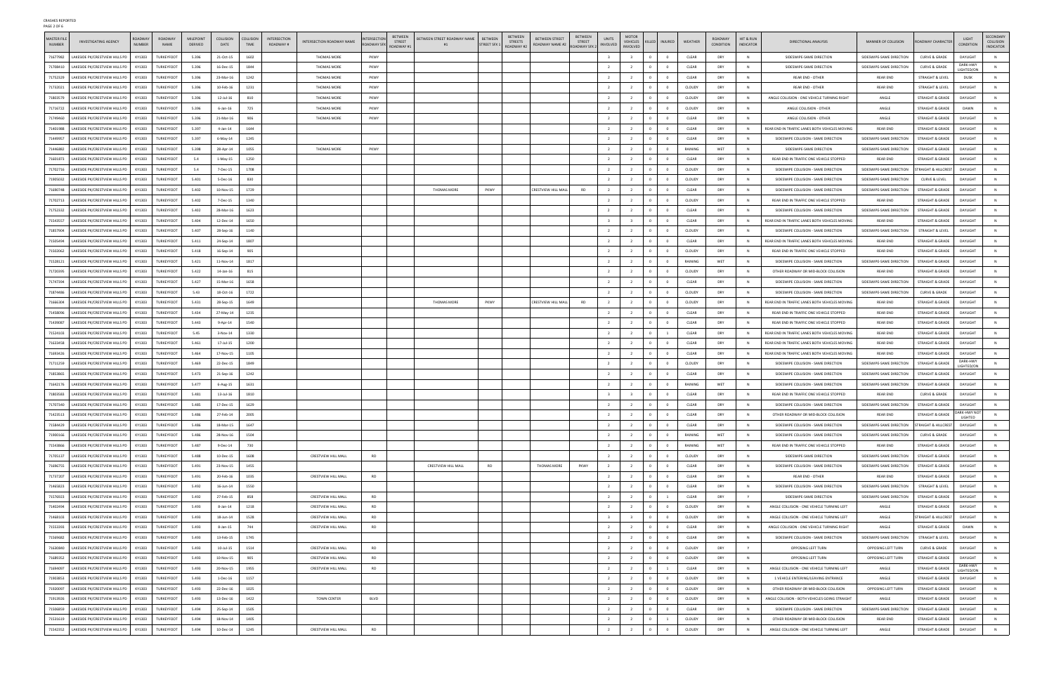CRASHES REPORTED
PAGE 2 OF 6

| MASTER FILE NUMBER | INVESTIGATING AGENCY | ROADWAY NUMBER | ROADWAY NAME | MILEPOINT DERIVED | COLLISION DATE | COLLISION TIME | INTERSECTION ROADWAY # | INTERSECTION ROADWAY NAME | INTERSECTION ROADWAY SFX | BETWEEN STREET ROADWAY #1 | BETWEEN STREET ROADWAY NAME #1 | BETWEEN STREET SFX 1 | BETWEEN STREETS ROADWAY #2 | BETWEEN STREET ROADWAY NAME #2 | BETWEEN STREET ROADWAY SFX 2 | UNITS INVOLVED | MOTOR VEHICLES INVOLVED | KILLED | INJURED | WEATHER | ROADWAY CONDITION | HIT & RUN INDICATOR | DIRECTIONAL ANALYSIS | MANNER OF COLLISION | ROADWAY CHARACTER | LIGHT CONDITION | SECONDARY COLLISION INDICATOR |
|---|---|---|---|---|---|---|---|---|---|---|---|---|---|---|---|---|---|---|---|---|---|---|---|---|---|---|---|
| 71677982 | LAKESIDE PK/CRESTVIEW HILLS PD | KY1303 | TURKEYFOOT | 5.396 | 21-Oct-15 | 1602 | | THOMAS MORE | PKWY | | | | | | | 3 | 3 | 0 | 0 | CLEAR | DRY | N | SIDESWIPE-SAME DIRECTION | SIDESWIPE-SAME DIRECTION | CURVE & GRADE | DAYLIGHT | N |
| 71708410 | LAKESIDE PK/CRESTVIEW HILLS PD | KY1303 | TURKEYFOOT | 5.396 | 16-Dec-15 | 1844 | | THOMAS MORE | PKWY | | | | | | | 2 | 2 | 0 | 0 | CLEAR | DRY | N | SIDESWIPE-SAME DIRECTION | SIDESWIPE-SAME DIRECTION | CURVE & GRADE | DARK-HWY LIGHTED/ON | N |
| 71752329 | LAKESIDE PK/CRESTVIEW HILLS PD | KY1303 | TURKEYFOOT | 5.396 | 23-Mar-16 | 1242 | | THOMAS MORE | PKWY | | | | | | | 2 | 2 | 0 | 0 | CLEAR | DRY | N | REAR END - OTHER | REAR END | STRAIGHT & LEVEL | DUSK | N |
| 71732021 | LAKESIDE PK/CRESTVIEW HILLS PD | KY1303 | TURKEYFOOT | 5.396 | 10-Feb-16 | 1231 | | THOMAS MORE | PKWY | | | | | | | 2 | 2 | 0 | 0 | CLEAR | DRY | N | REAR END - OTHER | REAR END | STRAIGHT & LEVEL | DAYLIGHT | N |
| 71803579 | LAKESIDE PK/CRESTVIEW HILLS PD | KY1303 | TURKEYFOOT | 5.396 | 12-Jul-16 | 810 | | THOMAS MORE | PKWY | | | | | | | 2 | 2 | 0 | 0 | CLOUDY | DRY | N | ANGLE COLLISION - ONE VEHICLE TURNING RIGHT | ANGLE | STRAIGHT & GRADE | DAYLIGHT | N |
| 71716722 | LAKESIDE PK/CRESTVIEW HILLS PD | KY1303 | TURKEYFOOT | 5.396 | 6-Jan-16 | 725 | | THOMAS MORE | PKWY | | | | | | | 2 | 2 | 0 | 0 | CLOUDY | DRY | N | ANGLE COLLISION - OTHER | ANGLE | STRAIGHT & GRADE | DAWN | N |
| 71749460 | LAKESIDE PK/CRESTVIEW HILLS PD | KY1303 | TURKEYFOOT | 5.396 | 21-Mar-16 | 906 | | THOMAS MORE | PKWY | | | | | | | 2 | 2 | 0 | 0 | CLEAR | DRY | N | ANGLE COLLISION - OTHER | ANGLE | STRAIGHT & GRADE | DAYLIGHT | N |
| 71401988 | LAKESIDE PK/CRESTVIEW HILLS PD | KY1303 | TURKEYFOOT | 5.397 | 4-Jan-14 | 1644 | | | | | | | | | | 2 | 2 | 0 | 0 | CLEAR | DRY | N | REAR END IN TRAFFIC LANES BOTH VEHICLES MOVING | REAR END | STRAIGHT & GRADE | DAYLIGHT | N |
| 71449957 | LAKESIDE PK/CRESTVIEW HILLS PD | KY1303 | TURKEYFOOT | 5.397 | 6-May-14 | 1245 | | | | | | | | | | 2 | 2 | 0 | 0 | CLEAR | DRY | N | SIDESWIPE COLLISION - SAME DIRECTION | SIDESWIPE-SAME DIRECTION | STRAIGHT & GRADE | DAYLIGHT | N |
| 71446882 | LAKESIDE PK/CRESTVIEW HILLS PD | KY1303 | TURKEYFOOT | 5.398 | 28-Apr-14 | 1055 | | THOMAS MORE | PKWY | | | | | | | 2 | 2 | 0 | 0 | RAINING | WET | N | SIDESWIPE-SAME DIRECTION | SIDESWIPE-SAME DIRECTION | STRAIGHT & GRADE | DAYLIGHT | N |
| 71601873 | LAKESIDE PK/CRESTVIEW HILLS PD | KY1303 | TURKEYFOOT | 5.4 | 1-May-15 | 1250 | | | | | | | | | | 2 | 2 | 0 | 0 | CLEAR | DRY | N | REAR END IN TRAFFIC ONE VEHICLE STOPPED | REAR END | STRAIGHT & GRADE | DAYLIGHT | N |
| 71702716 | LAKESIDE PK/CRESTVIEW HILLS PD | KY1303 | TURKEYFOOT | 5.4 | 7-Dec-15 | 1708 | | | | | | | | | | 2 | 2 | 0 | 0 | CLOUDY | DRY | N | SIDESWIPE COLLISION - SAME DIRECTION | SIDESWIPE-SAME DIRECTION | STRAIGHT & HILLCREST | DAYLIGHT | N |
| 71905032 | LAKESIDE PK/CRESTVIEW HILLS PD | KY1303 | TURKEYFOOT | 5.401 | 5-Dec-16 | 830 | | | | | | | | | | 2 | 2 | 0 | 0 | CLOUDY | DRY | N | SIDESWIPE COLLISION - SAME DIRECTION | SIDESWIPE-SAME DIRECTION | CURVE & LEVEL | DAYLIGHT | N |
| 71690748 | LAKESIDE PK/CRESTVIEW HILLS PD | KY1303 | TURKEYFOOT | 5.402 | 10-Nov-15 | 1729 | | | | | THOMAS MORE | PKWY | | CRESTVIEW HILL MALL | RD | 2 | 2 | 0 | 0 | CLEAR | DRY | N | SIDESWIPE COLLISION - SAME DIRECTION | SIDESWIPE-SAME DIRECTION | STRAIGHT & GRADE | DAYLIGHT | N |
| 71702713 | LAKESIDE PK/CRESTVIEW HILLS PD | KY1303 | TURKEYFOOT | 5.402 | 7-Dec-15 | 1340 | | | | | | | | | | 2 | 2 | 0 | 0 | CLOUDY | DRY | N | REAR END IN TRAFFIC ONE VEHICLE STOPPED | REAR END | STRAIGHT & GRADE | DAYLIGHT | N |
| 71752332 | LAKESIDE PK/CRESTVIEW HILLS PD | KY1303 | TURKEYFOOT | 5.402 | 28-Mar-16 | 1623 | | | | | | | | | | 2 | 2 | 0 | 0 | CLEAR | DRY | N | SIDESWIPE COLLISION - SAME DIRECTION | SIDESWIPE-SAME DIRECTION | STRAIGHT & GRADE | DAYLIGHT | N |
| 71543557 | LAKESIDE PK/CRESTVIEW HILLS PD | KY1303 | TURKEYFOOT | 5.404 | 12-Dec-14 | 1650 | | | | | | | | | | 3 | 3 | 0 | 0 | CLEAR | DRY | N | REAR END IN TRAFFIC LANES BOTH VEHICLES MOVING | REAR END | STRAIGHT & GRADE | DAYLIGHT | N |
| 71857904 | LAKESIDE PK/CRESTVIEW HILLS PD | KY1303 | TURKEYFOOT | 5.407 | 28-Sep-16 | 1140 | | | | | | | | | | 2 | 2 | 0 | 0 | CLOUDY | DRY | N | SIDESWIPE COLLISION - SAME DIRECTION | SIDESWIPE-SAME DIRECTION | STRAIGHT & LEVEL | DAYLIGHT | N |
| 71505494 | LAKESIDE PK/CRESTVIEW HILLS PD | KY1303 | TURKEYFOOT | 5.411 | 24-Sep-14 | 1807 | | | | | | | | | | 2 | 2 | 0 | 0 | CLEAR | DRY | N | REAR END IN TRAFFIC LANES BOTH VEHICLES MOVING | REAR END | STRAIGHT & GRADE | DAYLIGHT | N |
| 71502062 | LAKESIDE PK/CRESTVIEW HILLS PD | KY1303 | TURKEYFOOT | 5.418 | 16-Sep-14 | 905 | | | | | | | | | | 2 | 2 | 0 | 0 | CLOUDY | DRY | N | REAR END IN TRAFFIC ONE VEHICLE STOPPED | REAR END | STRAIGHT & GRADE | DAYLIGHT | N |
| 71520121 | LAKESIDE PK/CRESTVIEW HILLS PD | KY1303 | TURKEYFOOT | 5.421 | 11-Nov-14 | 1817 | | | | | | | | | | 2 | 2 | 0 | 0 | RAINING | WET | N | SIDESWIPE COLLISION - SAME DIRECTION | SIDESWIPE-SAME DIRECTION | STRAIGHT & GRADE | DAYLIGHT | N |
| 71720395 | LAKESIDE PK/CRESTVIEW HILLS PD | KY1303 | TURKEYFOOT | 5.422 | 14-Jan-16 | 815 | | | | | | | | | | 2 | 2 | 0 | 0 | CLOUDY | DRY | N | OTHER ROADWAY OR MID-BLOCK COLLISION | REAR END | STRAIGHT & GRADE | DAYLIGHT | N |
| 71747394 | LAKESIDE PK/CRESTVIEW HILLS PD | KY1303 | TURKEYFOOT | 5.427 | 15-Mar-16 | 1658 | | | | | | | | | | 2 | 2 | 0 | 0 | CLEAR | DRY | N | SIDESWIPE COLLISION - SAME DIRECTION | SIDESWIPE-SAME DIRECTION | STRAIGHT & GRADE | DAYLIGHT | N |
| 71874486 | LAKESIDE PK/CRESTVIEW HILLS PD | KY1303 | TURKEYFOOT | 5.43 | 18-Oct-16 | 1722 | | | | | | | | | | 2 | 2 | 0 | 0 | CLOUDY | DRY | N | SIDESWIPE COLLISION - SAME DIRECTION | SIDESWIPE-SAME DIRECTION | CURVE & GRADE | DAYLIGHT | N |
| 71666304 | LAKESIDE PK/CRESTVIEW HILLS PD | KY1303 | TURKEYFOOT | 5.431 | 28-Sep-15 | 1649 | | | | | THOMAS MORE | PKWY | | CRESTVIEW HILL MALL | RD | 2 | 2 | 0 | 0 | CLOUDY | DRY | N | REAR END IN TRAFFIC LANES BOTH VEHICLES MOVING | REAR END | STRAIGHT & GRADE | DAYLIGHT | N |
| 71458096 | LAKESIDE PK/CRESTVIEW HILLS PD | KY1303 | TURKEYFOOT | 5.434 | 27-May-14 | 1235 | | | | | | | | | | 2 | 2 | 0 | 0 | CLEAR | DRY | N | REAR END IN TRAFFIC ONE VEHICLE STOPPED | REAR END | STRAIGHT & GRADE | DAYLIGHT | N |
| 71439087 | LAKESIDE PK/CRESTVIEW HILLS PD | KY1303 | TURKEYFOOT | 5.443 | 9-Apr-14 | 1540 | | | | | | | | | | 2 | 2 | 0 | 0 | CLEAR | DRY | N | REAR END IN TRAFFIC ONE VEHICLE STOPPED | REAR END | STRAIGHT & GRADE | DAYLIGHT | N |
| 71524103 | LAKESIDE PK/CRESTVIEW HILLS PD | KY1303 | TURKEYFOOT | 5.45 | 3-Nov-14 | 1330 | | | | | | | | | | 2 | 2 | 0 | 1 | CLEAR | DRY | N | REAR END IN TRAFFIC LANES BOTH VEHICLES MOVING | REAR END | STRAIGHT & GRADE | DAYLIGHT | N |
| 71633458 | LAKESIDE PK/CRESTVIEW HILLS PD | KY1303 | TURKEYFOOT | 5.461 | 17-Jul-15 | 1200 | | | | | | | | | | 2 | 2 | 0 | 0 | CLEAR | DRY | N | REAR END IN TRAFFIC LANES BOTH VEHICLES MOVING | REAR END | STRAIGHT & GRADE | DAYLIGHT | N |
| 71693626 | LAKESIDE PK/CRESTVIEW HILLS PD | KY1303 | TURKEYFOOT | 5.464 | 17-Nov-15 | 1105 | | | | | | | | | | 2 | 2 | 0 | 0 | CLEAR | DRY | N | REAR END IN TRAFFIC LANES BOTH VEHICLES MOVING | REAR END | STRAIGHT & GRADE | DAYLIGHT | N |
| 71711259 | LAKESIDE PK/CRESTVIEW HILLS PD | KY1303 | TURKEYFOOT | 5.469 | 22-Dec-15 | 1849 | | | | | | | | | | 2 | 2 | 0 | 0 | CLOUDY | DRY | N | SIDESWIPE COLLISION - SAME DIRECTION | SIDESWIPE-SAME DIRECTION | STRAIGHT & GRADE | DARK-HWY LIGHTED/ON | N |
| 71853865 | LAKESIDE PK/CRESTVIEW HILLS PD | KY1303 | TURKEYFOOT | 5.472 | 21-Sep-16 | 1242 | | | | | | | | | | 2 | 2 | 0 | 0 | CLEAR | DRY | N | SIDESWIPE COLLISION - SAME DIRECTION | SIDESWIPE-SAME DIRECTION | STRAIGHT & GRADE | DAYLIGHT | N |
| 71642176 | LAKESIDE PK/CRESTVIEW HILLS PD | KY1303 | TURKEYFOOT | 5.477 | 6-Aug-15 | 1631 | | | | | | | | | | 2 | 2 | 0 | 0 | RAINING | WET | N | SIDESWIPE COLLISION - SAME DIRECTION | SIDESWIPE-SAME DIRECTION | STRAIGHT & GRADE | DAYLIGHT | N |
| 71803583 | LAKESIDE PK/CRESTVIEW HILLS PD | KY1303 | TURKEYFOOT | 5.481 | 13-Jul-16 | 1810 | | | | | | | | | | 3 | 3 | 0 | 0 | CLEAR | DRY | N | REAR END IN TRAFFIC ONE VEHICLE STOPPED | REAR END | CURVE & GRADE | DAYLIGHT | N |
| 71707340 | LAKESIDE PK/CRESTVIEW HILLS PD | KY1303 | TURKEYFOOT | 5.485 | 17-Dec-15 | 1629 | | | | | | | | | | 2 | 2 | 0 | 0 | CLEAR | DRY | N | SIDESWIPE COLLISION - SAME DIRECTION | SIDESWIPE-SAME DIRECTION | STRAIGHT & GRADE | DAYLIGHT | N |
| 71423513 | LAKESIDE PK/CRESTVIEW HILLS PD | KY1303 | TURKEYFOOT | 5.486 | 27-Feb-14 | 2005 | | | | | | | | | | 2 | 2 | 0 | 0 | CLEAR | DRY | N | OTHER ROADWAY OR MID-BLOCK COLLISION | REAR END | STRAIGHT & GRADE | DARK-HWY NOT LIGHTED | N |
| 71584429 | LAKESIDE PK/CRESTVIEW HILLS PD | KY1303 | TURKEYFOOT | 5.486 | 18-Mar-15 | 1647 | | | | | | | | | | 2 | 2 | 0 | 0 | CLEAR | DRY | N | SIDESWIPE COLLISION - SAME DIRECTION | SIDESWIPE-SAME DIRECTION | STRAIGHT & HILLCREST | DAYLIGHT | N |
| 71900166 | LAKESIDE PK/CRESTVIEW HILLS PD | KY1303 | TURKEYFOOT | 5.486 | 28-Nov-16 | 1504 | | | | | | | | | | 2 | 2 | 0 | 0 | RAINING | WET | N | SIDESWIPE COLLISION - SAME DIRECTION | SIDESWIPE-SAME DIRECTION | CURVE & GRADE | DAYLIGHT | N |
| 71543866 | LAKESIDE PK/CRESTVIEW HILLS PD | KY1303 | TURKEYFOOT | 5.487 | 9-Dec-14 | 730 | | | | | | | | | | 2 | 2 | 0 | 0 | RAINING | WET | N | REAR END IN TRAFFIC ONE VEHICLE STOPPED | REAR END | STRAIGHT & GRADE | DAYLIGHT | N |
| 71705137 | LAKESIDE PK/CRESTVIEW HILLS PD | KY1303 | TURKEYFOOT | 5.488 | 10-Dec-15 | 1608 | | CRESTVIEW HILL MALL | RD | | | | | | | 2 | 2 | 0 | 0 | CLOUDY | DRY | N | SIDESWIPE-SAME DIRECTION | SIDESWIPE-SAME DIRECTION | STRAIGHT & GRADE | DAYLIGHT | N |
| 71696755 | LAKESIDE PK/CRESTVIEW HILLS PD | KY1303 | TURKEYFOOT | 5.491 | 23-Nov-15 | 1455 | | | | | CRESTVIEW HILL MALL | RD | | THOMAS MORE | PKWY | 2 | 2 | 0 | 0 | CLEAR | DRY | N | SIDESWIPE COLLISION - SAME DIRECTION | SIDESWIPE-SAME DIRECTION | STRAIGHT & GRADE | DAYLIGHT | N |
| 71737207 | LAKESIDE PK/CRESTVIEW HILLS PD | KY1303 | TURKEYFOOT | 5.491 | 20-Feb-16 | 1035 | | CRESTVIEW HILL MALL | RD | | | | | | | 2 | 2 | 0 | 0 | CLEAR | DRY | N | REAR END - OTHER | REAR END | STRAIGHT & GRADE | DAYLIGHT | N |
| 71465821 | LAKESIDE PK/CRESTVIEW HILLS PD | KY1303 | TURKEYFOOT | 5.492 | 16-Jun-14 | 1550 | | | | | | | | | | 2 | 2 | 0 | 0 | CLEAR | DRY | N | SIDESWIPE COLLISION - SAME DIRECTION | SIDESWIPE-SAME DIRECTION | STRAIGHT & LEVEL | DAYLIGHT | N |
| 71576021 | LAKESIDE PK/CRESTVIEW HILLS PD | KY1303 | TURKEYFOOT | 5.492 | 27-Feb-15 | 858 | | CRESTVIEW HILL MALL | RD | | | | | | | 2 | 2 | 0 | 1 | CLEAR | DRY | Y | SIDESWIPE-SAME DIRECTION | SIDESWIPE-SAME DIRECTION | STRAIGHT & GRADE | DAYLIGHT | N |
| 71402494 | LAKESIDE PK/CRESTVIEW HILLS PD | KY1303 | TURKEYFOOT | 5.493 | 8-Jan-14 | 1218 | | CRESTVIEW HILL MALL | RD | | | | | | | 2 | 2 | 0 | 0 | CLOUDY | DRY | N | ANGLE COLLISION - ONE VEHICLE TURNING LEFT | ANGLE | STRAIGHT & GRADE | DAYLIGHT | N |
| 71468103 | LAKESIDE PK/CRESTVIEW HILLS PD | KY1303 | TURKEYFOOT | 5.493 | 18-Jun-14 | 1528 | | CRESTVIEW HILL MALL | RD | | | | | | | 3 | 3 | 0 | 0 | CLOUDY | DRY | N | ANGLE COLLISION - ONE VEHICLE TURNING LEFT | ANGLE | STRAIGHT & HILLCREST | DAYLIGHT | N |
| 71553393 | LAKESIDE PK/CRESTVIEW HILLS PD | KY1303 | TURKEYFOOT | 5.493 | 8-Jan-15 | 744 | | CRESTVIEW HILL MALL | RD | | | | | | | 2 | 2 | 0 | 0 | CLEAR | DRY | N | ANGLE COLLISION - ONE VEHICLE TURNING RIGHT | ANGLE | STRAIGHT & GRADE | DAWN | N |
| 71569682 | LAKESIDE PK/CRESTVIEW HILLS PD | KY1303 | TURKEYFOOT | 5.493 | 13-Feb-15 | 1745 | | | | | | | | | | 2 | 2 | 0 | 0 | CLEAR | DRY | N | SIDESWIPE COLLISION - SAME DIRECTION | SIDESWIPE-SAME DIRECTION | STRAIGHT & LEVEL | DAYLIGHT | N |
| 71630840 | LAKESIDE PK/CRESTVIEW HILLS PD | KY1303 | TURKEYFOOT | 5.493 | 10-Jul-15 | 1514 | | CRESTVIEW HILL MALL | RD | | | | | | | 2 | 2 | 0 | 0 | CLOUDY | DRY | Y | OPPOSING LEFT TURN | OPPOSING LEFT TURN | CURVE & GRADE | DAYLIGHT | N |
| 71689352 | LAKESIDE PK/CRESTVIEW HILLS PD | KY1303 | TURKEYFOOT | 5.493 | 10-Nov-15 | 905 | | CRESTVIEW HILL MALL | RD | | | | | | | 2 | 2 | 0 | 0 | CLOUDY | DRY | N | OPPOSING LEFT TURN | OPPOSING LEFT TURN | STRAIGHT & GRADE | DAYLIGHT | N |
| 71694097 | LAKESIDE PK/CRESTVIEW HILLS PD | KY1303 | TURKEYFOOT | 5.493 | 20-Nov-15 | 1955 | | CRESTVIEW HILL MALL | RD | | | | | | | 2 | 2 | 0 | 1 | CLEAR | DRY | N | ANGLE COLLISION - ONE VEHICLE TURNING LEFT | ANGLE | STRAIGHT & GRADE | DARK-HWY LIGHTED/ON | N |
| 71903853 | LAKESIDE PK/CRESTVIEW HILLS PD | KY1303 | TURKEYFOOT | 5.493 | 1-Dec-16 | 1157 | | | | | | | | | | 2 | 2 | 0 | 0 | CLOUDY | DRY | N | 1 VEHICLE ENTERING/LEAVING ENTRANCE | ANGLE | STRAIGHT & GRADE | DAYLIGHT | N |
| 71920097 | LAKESIDE PK/CRESTVIEW HILLS PD | KY1303 | TURKEYFOOT | 5.493 | 22-Dec-16 | 1025 | | | | | | | | | | 2 | 2 | 0 | 0 | CLOUDY | DRY | N | OTHER ROADWAY OR MID-BLOCK COLLISION | OPPOSING LEFT TURN | STRAIGHT & GRADE | DAYLIGHT | N |
| 71913926 | LAKESIDE PK/CRESTVIEW HILLS PD | KY1303 | TURKEYFOOT | 5.493 | 13-Dec-16 | 1422 | | TOWN CENTER | BLVD | | | | | | | 2 | 2 | 0 | 0 | CLOUDY | DRY | N | ANGLE COLLISION - BOTH VEHICLES GOING STRAIGHT | ANGLE | STRAIGHT & GRADE | DAYLIGHT | N |
| 71508859 | LAKESIDE PK/CRESTVIEW HILLS PD | KY1303 | TURKEYFOOT | 5.494 | 25-Sep-14 | 1505 | | | | | | | | | | 2 | 2 | 0 | 0 | CLEAR | DRY | N | SIDESWIPE COLLISION - SAME DIRECTION | SIDESWIPE-SAME DIRECTION | STRAIGHT & GRADE | DAYLIGHT | N |
| 71531619 | LAKESIDE PK/CRESTVIEW HILLS PD | KY1303 | TURKEYFOOT | 5.494 | 18-Nov-14 | 1405 | | | | | | | | | | 2 | 2 | 0 | 1 | CLOUDY | DRY | N | OTHER ROADWAY OR MID-BLOCK COLLISION | REAR END | STRAIGHT & GRADE | DAYLIGHT | N |
| 71542352 | LAKESIDE PK/CRESTVIEW HILLS PD | KY1303 | TURKEYFOOT | 5.494 | 10-Dec-14 | 1245 | | CRESTVIEW HILL MALL | RD | | | | | | | 2 | 2 | 0 | 0 | CLOUDY | DRY | N | ANGLE COLLISION - ONE VEHICLE TURNING LEFT | ANGLE | STRAIGHT & GRADE | DAYLIGHT | N |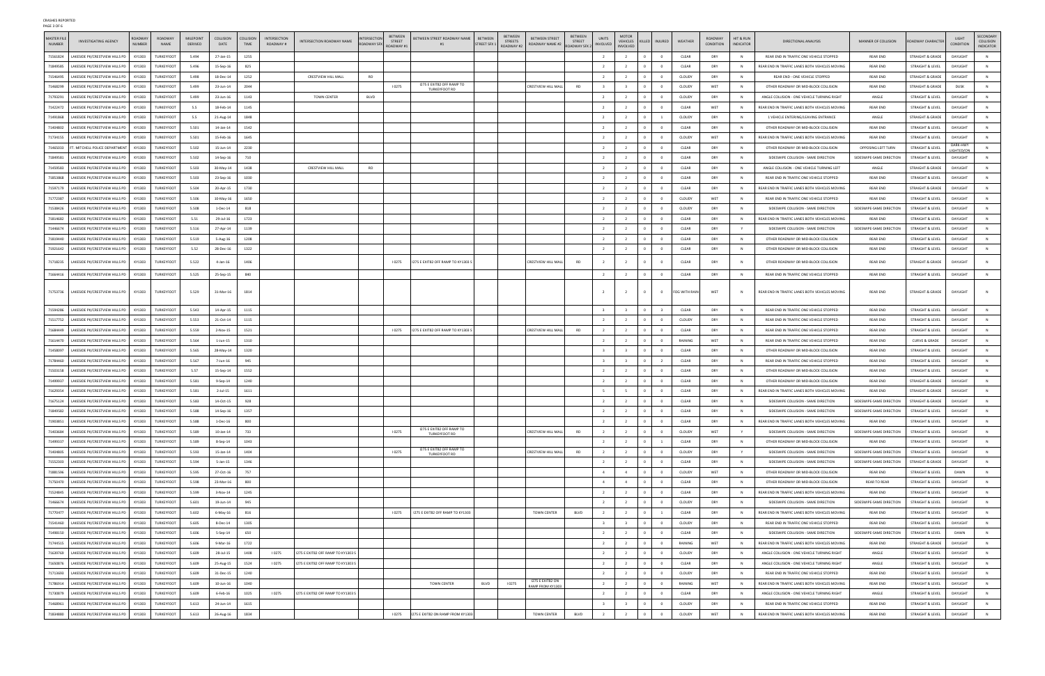CRASHES REPORTED

| MASTER FILE NUMBER | INVESTIGATING AGENCY | ROADWAY NUMBER | ROADWAY NAME | MILEPOINT DERIVED | COLLISION DATE | COLLISION TIME | INTERSECTION ROADWAY # | INTERSECTION ROADWAY NAME | INTERSECTION ROADWAY SFX | BETWEEN STREET ROADWAY #1 | BETWEEN STREET ROADWAY NAME #1 | BETWEEN STREET SFX 1 | BETWEEN STREETS ROADWAY #2 | BETWEEN STREET ROADWAY NAME #2 | BETWEEN STREET ROADWAY SFX 2 | UNITS INVOLVED | MOTOR VEHICLES INVOLVED | KILLED | INJURED | WEATHER | ROADWAY CONDITION | HIT & RUN INDICATOR | DIRECTIONAL ANALYSIS | MANNER OF COLLISION | ROADWAY CHARACTER | LIGHT CONDITION | SECONDARY COLLISION INDICATOR |
|---|---|---|---|---|---|---|---|---|---|---|---|---|---|---|---|---|---|---|---|---|---|---|---|---|---|---|---|
| 71561824 | LAKESIDE PK/CRESTVIEW HILLS PD | KY1303 | TURKEYFOOT | 5.494 | 27-Jan-15 | 1255 | | | | | | | | | | 2 | 2 | 0 | 0 | CLEAR | DRY | N | REAR END IN TRAFFIC ONE VEHICLE STOPPED | REAR END | STRAIGHT & GRADE | DAYLIGHT | N |
| 71849585 | LAKESIDE PK/CRESTVIEW HILLS PD | KY1303 | TURKEYFOOT | 5.496 | 15-Sep-16 | 825 | | | | | | | | | | 2 | 2 | 0 | 0 | CLEAR | DRY | N | REAR END IN TRAFFIC LANES BOTH VEHICLES MOVING | REAR END | STRAIGHT & LEVEL | DAYLIGHT | N |
| 71546495 | LAKESIDE PK/CRESTVIEW HILLS PD | KY1303 | TURKEYFOOT | 5.498 | 18-Dec-14 | 1252 | | CRESTVIEW HILL MALL | RD | | | | | | | 2 | 2 | 0 | 0 | CLOUDY | DRY | N | REAR END - ONE VEHICLE STOPPED | REAR END | STRAIGHT & GRADE | DAYLIGHT | N |
| 71468299 | LAKESIDE PK/CRESTVIEW HILLS PD | KY1303 | TURKEYFOOT | 5.499 | 23-Jun-14 | 2044 | | | | I 0275 | I275 E EXIT82 OFF RAMP TO TURKEYFOOT RD | | | CRESTVIEW HILL MALL | RD | 3 | 3 | 0 | 0 | CLOUDY | WET | N | OTHER ROADWAY OR MID-BLOCK COLLISION | REAR END | STRAIGHT & GRADE | DUSK | N |
| 71792291 | LAKESIDE PK/CRESTVIEW HILLS PD | KY1303 | TURKEYFOOT | 5.499 | 23-Jun-16 | 1143 | | TOWN CENTER | BLVD | | | | | | | 2 | 2 | 0 | 0 | CLOUDY | DRY | N | ANGLE COLLISION - ONE VEHICLE TURNING RIGHT | ANGLE | STRAIGHT & LEVEL | DAYLIGHT | N |
| 71422472 | LAKESIDE PK/CRESTVIEW HILLS PD | KY1303 | TURKEYFOOT | 5.5 | 18-Feb-14 | 1145 | | | | | | | | | | 2 | 2 | 0 | 0 | CLEAR | WET | N | REAR END IN TRAFFIC LANES BOTH VEHICLES MOVING | REAR END | STRAIGHT & LEVEL | DAYLIGHT | N |
| 71491868 | LAKESIDE PK/CRESTVIEW HILLS PD | KY1303 | TURKEYFOOT | 5.5 | 21-Aug-14 | 1848 | | | | | | | | | | 2 | 2 | 0 | 1 | CLOUDY | DRY | N | 1 VEHICLE ENTERING/LEAVING ENTRANCE | ANGLE | STRAIGHT & GRADE | DAYLIGHT | N |
| 71404802 | LAKESIDE PK/CRESTVIEW HILLS PD | KY1303 | TURKEYFOOT | 5.501 | 14-Jan-14 | 1542 | | | | | | | | | | 2 | 2 | 0 | 0 | CLEAR | DRY | N | OTHER ROADWAY OR MID-BLOCK COLLISION | REAR END | STRAIGHT & LEVEL | DAYLIGHT | N |
| 71734155 | LAKESIDE PK/CRESTVIEW HILLS PD | KY1303 | TURKEYFOOT | 5.501 | 15-Feb-16 | 1645 | | | | | | | | | | 2 | 2 | 0 | 0 | CLOUDY | WET | N | REAR END IN TRAFFIC LANES BOTH VEHICLES MOVING | REAR END | STRAIGHT & LEVEL | DAYLIGHT | N |
| 71465033 | FT. MITCHELL POLICE DEPARTMENT | KY1303 | TURKEYFOOT | 5.502 | 15-Jun-14 | 2230 | | | | | | | | | | 2 | 2 | 0 | 0 | CLEAR | DRY | N | OTHER ROADWAY OR MID-BLOCK COLLISION | OPPOSING LEFT TURN | STRAIGHT & LEVEL | DARK-HWY LIGHTED/ON | N |
| 71849581 | LAKESIDE PK/CRESTVIEW HILLS PD | KY1303 | TURKEYFOOT | 5.502 | 14-Sep-16 | 710 | | | | | | | | | | 2 | 2 | 0 | 0 | CLEAR | DRY | N | SIDESWIPE COLLISION - SAME DIRECTION | SIDESWIPE-SAME DIRECTION | STRAIGHT & LEVEL | DAYLIGHT | N |
| 71459583 | LAKESIDE PK/CRESTVIEW HILLS PD | KY1303 | TURKEYFOOT | 5.503 | 30-May-14 | 1438 | | CRESTVIEW HILL MALL | RD | | | | | | | 2 | 2 | 0 | 0 | CLEAR | DRY | N | ANGLE COLLISION - ONE VEHICLE TURNING LEFT | ANGLE | STRAIGHT & GRADE | DAYLIGHT | N |
| 71853868 | LAKESIDE PK/CRESTVIEW HILLS PD | KY1303 | TURKEYFOOT | 5.503 | 23-Sep-16 | 1030 | | | | | | | | | | 2 | 2 | 0 | 0 | CLEAR | DRY | N | REAR END IN TRAFFIC ONE VEHICLE STOPPED | REAR END | STRAIGHT & LEVEL | DAYLIGHT | N |
| 71597179 | LAKESIDE PK/CRESTVIEW HILLS PD | KY1303 | TURKEYFOOT | 5.504 | 20-Apr-15 | 1730 | | | | | | | | | | 2 | 2 | 0 | 0 | CLEAR | DRY | N | REAR END IN TRAFFIC LANES BOTH VEHICLES MOVING | REAR END | STRAIGHT & GRADE | DAYLIGHT | N |
| 71772387 | LAKESIDE PK/CRESTVIEW HILLS PD | KY1303 | TURKEYFOOT | 5.506 | 10-May-16 | 1650 | | | | | | | | | | 2 | 2 | 0 | 0 | CLOUDY | WET | N | REAR END IN TRAFFIC ONE VEHICLE STOPPED | REAR END | STRAIGHT & LEVEL | DAYLIGHT | N |
| 71538426 | LAKESIDE PK/CRESTVIEW HILLS PD | KY1303 | TURKEYFOOT | 5.508 | 1-Dec-14 | 818 | | | | | | | | | | 2 | 2 | 0 | 0 | CLOUDY | DRY | N | SIDESWIPE COLLISION - SAME DIRECTION | SIDESWIPE-SAME DIRECTION | STRAIGHT & LEVEL | DAYLIGHT | N |
| 71814682 | LAKESIDE PK/CRESTVIEW HILLS PD | KY1303 | TURKEYFOOT | 5.51 | 29-Jul-16 | 1723 | | | | | | | | | | 2 | 2 | 0 | 0 | CLEAR | DRY | N | REAR END IN TRAFFIC LANES BOTH VEHICLES MOVING | REAR END | STRAIGHT & LEVEL | DAYLIGHT | N |
| 71446674 | LAKESIDE PK/CRESTVIEW HILLS PD | KY1303 | TURKEYFOOT | 5.516 | 27-Apr-14 | 1139 | | | | | | | | | | 2 | 2 | 0 | 0 | CLEAR | DRY | Y | SIDESWIPE COLLISION - SAME DIRECTION | SIDESWIPE-SAME DIRECTION | STRAIGHT & LEVEL | DAYLIGHT | N |
| 71819440 | LAKESIDE PK/CRESTVIEW HILLS PD | KY1303 | TURKEYFOOT | 5.519 | 5-Aug-16 | 1208 | | | | | | | | | | 2 | 2 | 0 | 0 | CLEAR | DRY | N | OTHER ROADWAY OR MID-BLOCK COLLISION | REAR END | STRAIGHT & LEVEL | DAYLIGHT | N |
| 71921642 | LAKESIDE PK/CRESTVIEW HILLS PD | KY1303 | TURKEYFOOT | 5.52 | 28-Dec-16 | 1322 | | | | | | | | | | 2 | 2 | 0 | 0 | CLEAR | DRY | N | OTHER ROADWAY OR MID-BLOCK COLLISION | REAR END | STRAIGHT & LEVEL | DAYLIGHT | N |
| 71718235 | LAKESIDE PK/CRESTVIEW HILLS PD | KY1303 | TURKEYFOOT | 5.522 | 4-Jan-16 | 1406 | | | | I 0275 | I275 E EXIT82 OFF RAMP TO KY1303 S | | | CRESTVIEW HILL MALL | RD | 2 | 2 | 0 | 0 | CLEAR | DRY | N | OTHER ROADWAY OR MID-BLOCK COLLISION | REAR END | STRAIGHT & GRADE | DAYLIGHT | N |
| 71664416 | LAKESIDE PK/CRESTVIEW HILLS PD | KY1303 | TURKEYFOOT | 5.525 | 25-Sep-15 | 840 | | | | | | | | | | 2 | 2 | 0 | 0 | CLEAR | DRY | N | REAR END IN TRAFFIC ONE VEHICLE STOPPED | REAR END | STRAIGHT & LEVEL | DAYLIGHT | N |
| 71753736 | LAKESIDE PK/CRESTVIEW HILLS PD | KY1303 | TURKEYFOOT | 5.529 | 31-Mar-16 | 1814 | | | | | | | | | | 2 | 2 | 0 | 0 | FOG WITH RAIN | WET | N | REAR END IN TRAFFIC LANES BOTH VEHICLES MOVING | REAR END | STRAIGHT & GRADE | DAYLIGHT | N |
| 71594286 | LAKESIDE PK/CRESTVIEW HILLS PD | KY1303 | TURKEYFOOT | 5.543 | 14-Apr-15 | 1115 | | | | | | | | | | 3 | 3 | 0 | 3 | CLEAR | DRY | N | REAR END IN TRAFFIC ONE VEHICLE STOPPED | REAR END | STRAIGHT & LEVEL | DAYLIGHT | N |
| 71517752 | LAKESIDE PK/CRESTVIEW HILLS PD | KY1303 | TURKEYFOOT | 5.553 | 21-Oct-14 | 1115 | | | | | | | | | | 2 | 2 | 0 | 0 | CLOUDY | DRY | N | REAR END IN TRAFFIC ONE VEHICLE STOPPED | REAR END | STRAIGHT & LEVEL | DAYLIGHT | N |
| 71684449 | LAKESIDE PK/CRESTVIEW HILLS PD | KY1303 | TURKEYFOOT | 5.559 | 2-Nov-15 | 1521 | | | | I 0275 | I275 E EXIT82 OFF RAMP TO KY1303 S | | | CRESTVIEW HILL MALL | RD | 2 | 2 | 0 | 0 | CLEAR | DRY | N | REAR END IN TRAFFIC ONE VEHICLE STOPPED | REAR END | STRAIGHT & LEVEL | DAYLIGHT | N |
| 71614470 | LAKESIDE PK/CRESTVIEW HILLS PD | KY1303 | TURKEYFOOT | 5.564 | 1-Jun-15 | 1310 | | | | | | | | | | 2 | 2 | 0 | 0 | RAINING | WET | N | REAR END IN TRAFFIC ONE VEHICLE STOPPED | REAR END | CURVE & GRADE | DAYLIGHT | N |
| 71458097 | LAKESIDE PK/CRESTVIEW HILLS PD | KY1303 | TURKEYFOOT | 5.565 | 28-May-14 | 1320 | | | | | | | | | | 3 | 3 | 0 | 0 | CLEAR | DRY | N | OTHER ROADWAY OR MID-BLOCK COLLISION | REAR END | STRAIGHT & LEVEL | DAYLIGHT | N |
| 71784460 | LAKESIDE PK/CRESTVIEW HILLS PD | KY1303 | TURKEYFOOT | 5.567 | 7-Jun-16 | 945 | | | | | | | | | | 3 | 3 | 0 | 2 | CLEAR | DRY | N | REAR END IN TRAFFIC ONE VEHICLE STOPPED | REAR END | STRAIGHT & LEVEL | DAYLIGHT | N |
| 71503158 | LAKESIDE PK/CRESTVIEW HILLS PD | KY1303 | TURKEYFOOT | 5.57 | 15-Sep-14 | 1552 | | | | | | | | | | 2 | 2 | 0 | 0 | CLEAR | DRY | N | OTHER ROADWAY OR MID-BLOCK COLLISION | REAR END | STRAIGHT & LEVEL | DAYLIGHT | N |
| 71499937 | LAKESIDE PK/CRESTVIEW HILLS PD | KY1303 | TURKEYFOOT | 5.581 | 9-Sep-14 | 1240 | | | | | | | | | | 2 | 2 | 0 | 0 | CLEAR | DRY | N | OTHER ROADWAY OR MID-BLOCK COLLISION | REAR END | STRAIGHT & GRADE | DAYLIGHT | N |
| 71629354 | LAKESIDE PK/CRESTVIEW HILLS PD | KY1303 | TURKEYFOOT | 5.581 | 2-Jul-15 | 1611 | | | | | | | | | | 5 | 5 | 0 | 0 | CLEAR | DRY | N | REAR END IN TRAFFIC LANES BOTH VEHICLES MOVING | REAR END | STRAIGHT & GRADE | DAYLIGHT | N |
| 71675124 | LAKESIDE PK/CRESTVIEW HILLS PD | KY1303 | TURKEYFOOT | 5.583 | 14-Oct-15 | 928 | | | | | | | | | | 2 | 2 | 0 | 0 | CLEAR | DRY | N | SIDESWIPE COLLISION - SAME DIRECTION | SIDESWIPE-SAME DIRECTION | STRAIGHT & GRADE | DAYLIGHT | N |
| 71849582 | LAKESIDE PK/CRESTVIEW HILLS PD | KY1303 | TURKEYFOOT | 5.588 | 14-Sep-16 | 1357 | | | | | | | | | | 2 | 2 | 0 | 0 | CLEAR | DRY | N | SIDESWIPE COLLISION - SAME DIRECTION | SIDESWIPE-SAME DIRECTION | STRAIGHT & LEVEL | DAYLIGHT | N |
| 71903851 | LAKESIDE PK/CRESTVIEW HILLS PD | KY1303 | TURKEYFOOT | 5.588 | 1-Dec-16 | 800 | | | | | | | | | | 2 | 2 | 0 | 0 | CLEAR | DRY | N | REAR END IN TRAFFIC LANES BOTH VEHICLES MOVING | REAR END | STRAIGHT & LEVEL | DAYLIGHT | N |
| 71403684 | LAKESIDE PK/CRESTVIEW HILLS PD | KY1303 | TURKEYFOOT | 5.589 | 10-Jan-14 | 733 | | | | I 0275 | I275 E EXIT82 OFF RAMP TO TURKEYFOOT RD | | | CRESTVIEW HILL MALL | RD | 2 | 2 | 0 | 0 | CLOUDY | WET | Y | SIDESWIPE COLLISION - SAME DIRECTION | SIDESWIPE-SAME DIRECTION | STRAIGHT & LEVEL | DAYLIGHT | N |
| 71499137 | LAKESIDE PK/CRESTVIEW HILLS PD | KY1303 | TURKEYFOOT | 5.589 | 8-Sep-14 | 1043 | | | | | | | | | | 2 | 2 | 0 | 1 | CLEAR | DRY | N | OTHER ROADWAY OR MID-BLOCK COLLISION | REAR END | STRAIGHT & LEVEL | DAYLIGHT | N |
| 71404805 | LAKESIDE PK/CRESTVIEW HILLS PD | KY1303 | TURKEYFOOT | 5.593 | 15-Jan-14 | 1404 | | | | I 0275 | I275 E EXIT82 OFF RAMP TO TURKEYFOOT RD | | | CRESTVIEW HILL MALL | RD | 2 | 2 | 0 | 0 | CLOUDY | DRY | Y | SIDESWIPE COLLISION - SAME DIRECTION | SIDESWIPE-SAME DIRECTION | STRAIGHT & LEVEL | DAYLIGHT | N |
| 71552303 | LAKESIDE PK/CRESTVIEW HILLS PD | KY1303 | TURKEYFOOT | 5.594 | 5-Jan-15 | 1346 | | | | | | | | | | 2 | 2 | 0 | 0 | CLEAR | DRY | N | SIDESWIPE COLLISION - SAME DIRECTION | SIDESWIPE-SAME DIRECTION | STRAIGHT & GRADE | DAYLIGHT | N |
| 71881596 | LAKESIDE PK/CRESTVIEW HILLS PD | KY1303 | TURKEYFOOT | 5.595 | 27-Oct-16 | 757 | | | | | | | | | | 4 | 4 | 0 | 0 | CLOUDY | WET | N | OTHER ROADWAY OR MID-BLOCK COLLISION | REAR END | STRAIGHT & LEVEL | DAWN | N |
| 71750470 | LAKESIDE PK/CRESTVIEW HILLS PD | KY1303 | TURKEYFOOT | 5.598 | 23-Mar-16 | 800 | | | | | | | | | | 4 | 4 | 0 | 0 | CLEAR | DRY | N | OTHER ROADWAY OR MID-BLOCK COLLISION | REAR TO REAR | STRAIGHT & LEVEL | DAYLIGHT | N |
| 71524845 | LAKESIDE PK/CRESTVIEW HILLS PD | KY1303 | TURKEYFOOT | 5.599 | 3-Nov-14 | 1245 | | | | | | | | | | 2 | 2 | 0 | 0 | CLEAR | DRY | N | REAR END IN TRAFFIC LANES BOTH VEHICLES MOVING | REAR END | STRAIGHT & LEVEL | DAYLIGHT | N |
| 71466674 | LAKESIDE PK/CRESTVIEW HILLS PD | KY1303 | TURKEYFOOT | 5.601 | 19-Jun-14 | 945 | | | | | | | | | | 2 | 2 | 0 | 0 | CLOUDY | DRY | N | SIDESWIPE COLLISION - SAME DIRECTION | SIDESWIPE-SAME DIRECTION | STRAIGHT & LEVEL | DAYLIGHT | N |
| 71770477 | LAKESIDE PK/CRESTVIEW HILLS PD | KY1303 | TURKEYFOOT | 5.602 | 6-May-16 | 816 | | | | I 0275 | I275 E EXIT82 OFF RAMP TO KY1303 | | | TOWN CENTER | BLVD | 2 | 2 | 0 | 1 | CLEAR | DRY | N | REAR END IN TRAFFIC LANES BOTH VEHICLES MOVING | REAR END | STRAIGHT & LEVEL | DAYLIGHT | N |
| 71541460 | LAKESIDE PK/CRESTVIEW HILLS PD | KY1303 | TURKEYFOOT | 5.605 | 8-Dec-14 | 1305 | | | | | | | | | | 3 | 3 | 0 | 0 | CLOUDY | DRY | N | REAR END IN TRAFFIC ONE VEHICLE STOPPED | REAR END | STRAIGHT & LEVEL | DAYLIGHT | N |
| 71498150 | LAKESIDE PK/CRESTVIEW HILLS PD | KY1303 | TURKEYFOOT | 5.606 | 5-Sep-14 | 650 | | | | | | | | | | 2 | 2 | 0 | 0 | CLEAR | DRY | N | SIDESWIPE COLLISION - SAME DIRECTION | SIDESWIPE-SAME DIRECTION | STRAIGHT & LEVEL | DAWN | N |
| 71744515 | LAKESIDE PK/CRESTVIEW HILLS PD | KY1303 | TURKEYFOOT | 5.606 | 9-Mar-16 | 1722 | | | | | | | | | | 2 | 2 | 0 | 0 | RAINING | WET | N | REAR END IN TRAFFIC LANES BOTH VEHICLES MOVING | REAR END | STRAIGHT & GRADE | DAYLIGHT | N |
| 71639769 | LAKESIDE PK/CRESTVIEW HILLS PD | KY1303 | TURKEYFOOT | 5.609 | 28-Jul-15 | 1408 | I 0275 | I275 E EXIT82 OFF RAMP TO KY1303 S | | | | | | | | 2 | 2 | 0 | 0 | CLOUDY | DRY | N | ANGLE COLLISION - ONE VEHICLE TURNING RIGHT | ANGLE | STRAIGHT & LEVEL | DAYLIGHT | N |
| 71650876 | LAKESIDE PK/CRESTVIEW HILLS PD | KY1303 | TURKEYFOOT | 5.609 | 25-Aug-15 | 1524 | I 0275 | I275 E EXIT82 OFF RAMP TO KY1303 S | | | | | | | | 2 | 2 | 0 | 0 | CLEAR | DRY | N | ANGLE COLLISION - ONE VEHICLE TURNING RIGHT | ANGLE | STRAIGHT & LEVEL | DAYLIGHT | N |
| 71713691 | LAKESIDE PK/CRESTVIEW HILLS PD | KY1303 | TURKEYFOOT | 5.609 | 31-Dec-15 | 1240 | | | | | | | | | | 2 | 2 | 0 | 0 | CLOUDY | DRY | N | REAR END IN TRAFFIC ONE VEHICLE STOPPED | REAR END | STRAIGHT & LEVEL | DAYLIGHT | N |
| 71786914 | LAKESIDE PK/CRESTVIEW HILLS PD | KY1303 | TURKEYFOOT | 5.609 | 10-Jun-16 | 1040 | | | | | TOWN CENTER | BLVD | I 0275 | I275 E EXIT82 ON RAMP FROM KY1303 | | 2 | 2 | 0 | 0 | RAINING | WET | N | REAR END IN TRAFFIC LANES BOTH VEHICLES MOVING | REAR END | STRAIGHT & LEVEL | DAYLIGHT | N |
| 71730879 | LAKESIDE PK/CRESTVIEW HILLS PD | KY1303 | TURKEYFOOT | 5.609 | 6-Feb-16 | 1025 | I 0275 | I275 E EXIT82 OFF RAMP TO KY1303 S | | | | | | | | 2 | 2 | 0 | 0 | CLEAR | DRY | N | ANGLE COLLISION - ONE VEHICLE TURNING RIGHT | ANGLE | STRAIGHT & LEVEL | DAYLIGHT | N |
| 71468961 | LAKESIDE PK/CRESTVIEW HILLS PD | KY1303 | TURKEYFOOT | 5.613 | 24-Jun-14 | 1615 | | | | | | | | | | 3 | 3 | 0 | 0 | CLOUDY | DRY | N | REAR END IN TRAFFIC ONE VEHICLE STOPPED | REAR END | STRAIGHT & LEVEL | DAYLIGHT | N |
| 71834880 | LAKESIDE PK/CRESTVIEW HILLS PD | KY1303 | TURKEYFOOT | 5.613 | 26-Aug-16 | 1834 | | | | I 0275 | I275 E EXIT82 ON RAMP FROM KY1303 | | | TOWN CENTER | BLVD | 2 | 2 | 0 | 0 | CLOUDY | WET | N | REAR END IN TRAFFIC LANES BOTH VEHICLES MOVING | REAR END | STRAIGHT & LEVEL | DAYLIGHT | N |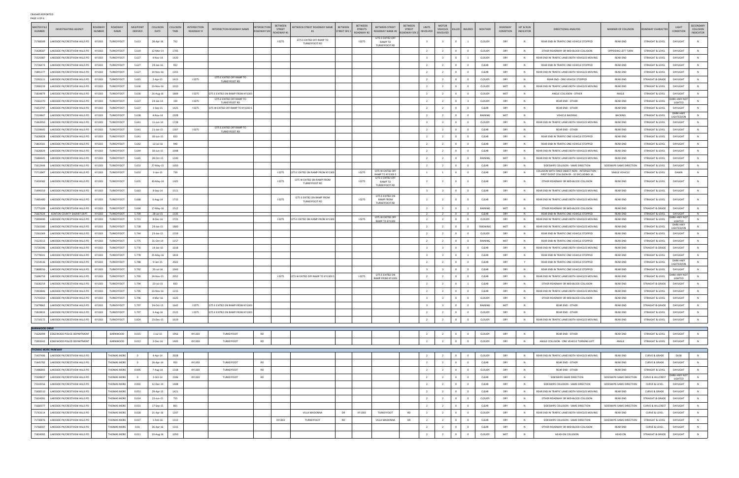CRASHES REPORTED

| MASTER FILE NUMBER | INVESTIGATING AGENCY | ROADWAY NUMBER | ROADWAY NAME | MILEPOINT DERIVED | COLLISION DATE | COLLISION TIME | INTERSECTION ROADWAY # | INTERSECTION ROADWAY NAME | INTERSECTION ROADWAY SFX | BETWEEN STREET ROADWAY #1 | BETWEEN STREET ROADWAY NAME #1 | BETWEEN STREET SFX 1 | BETWEEN STREETS ROADWAY #2 | BETWEEN STREET ROADWAY NAME #2 | BETWEEN STREET ROADWAY SFX 2 | UNITS INVOLVED | MOTOR VEHICLES INVOLVED | KILLED | INJURED | WEATHER | ROADWAY CONDITION | HIT & RUN INDICATOR | DIRECTIONAL ANALYSIS | MANNER OF COLLISION | ROADWAY CHARACTER | LIGHT CONDITION | SECONDARY COLLISION INDICATOR |
|---|---|---|---|---|---|---|---|---|---|---|---|---|---|---|---|---|---|---|---|---|---|---|---|---|---|---|---|
| 71768309 | LAKESIDE PK/CRESTVIEW HILLS PD | KY1303 | TURKEYFOOT | 5.613 | 28-Apr-16 | 752 | | | | I 0275 | I275 E EXIT82 OFF RAMP TO TURKEYFOOT RD | | I 0275 | I275 E EXIT82 OFF RAMP TO TURKEYFOOT RD | | 3 | 3 | 0 | 1 | CLOUDY | DRY | N | REAR END IN TRAFFIC ONE VEHICLE STOPPED | REAR END | STRAIGHT & LEVEL | DAYLIGHT | N |
| 71428587 | LAKESIDE PK/CRESTVIEW HILLS PD | KY1303 | TURKEYFOOT | 5.619 | 12-Mar-14 | 1705 | | | | | | | | | | 2 | 2 | 0 | 0 | CLOUDY | DRY | N | OTHER ROADWAY OR MID-BLOCK COLLISION | OPPOSING LEFT TURN | STRAIGHT & LEVEL | DAYLIGHT | N |
| 71525987 | LAKESIDE PK/CRESTVIEW HILLS PD | KY1303 | TURKEYFOOT | 5.627 | 4-Nov-14 | 1420 | | | | | | | | | | 3 | 3 | 0 | 1 | CLOUDY | DRY | N | REAR END IN TRAFFIC LANES BOTH VEHICLES MOVING | REAR END | STRAIGHT & LEVEL | DAYLIGHT | N |
| 71726473 | LAKESIDE PK/CRESTVIEW HILLS PD | KY1303 | TURKEYFOOT | 5.627 | 29-Jan-16 | 952 | | | | | | | | | | 2 | 2 | 0 | 0 | CLEAR | DRY | N | REAR END IN TRAFFIC ONE VEHICLE STOPPED | REAR END | STRAIGHT & LEVEL | DAYLIGHT | N |
| 71891377 | LAKESIDE PK/CRESTVIEW HILLS PD | KY1303 | TURKEYFOOT | 5.627 | 14-Nov-16 | 1355 | | | | | | | | | | 2 | 2 | 0 | 0 | CLEAR | DRY | N | REAR END IN TRAFFIC LANES BOTH VEHICLES MOVING | REAR END | STRAIGHT & LEVEL | DAYLIGHT | N |
| 71592111 | LAKESIDE PK/CRESTVIEW HILLS PD | KY1303 | TURKEYFOOT | 5.635 | 2-Apr-15 | 1415 | I 0275 | I275 E EXIT82 OFF RAMP TO TURKEYFOOT RD | | | | | | | | 2 | 2 | 0 | 0 | CLOUDY | DRY | N | REAR END - ONE VEHICLE STOPPED | REAR END | STRAIGHT & GRADE | DAYLIGHT | N |
| 71900159 | LAKESIDE PK/CRESTVIEW HILLS PD | KY1303 | TURKEYFOOT | 5.636 | 23-Nov-16 | 1010 | | | | | | | | | | 2 | 2 | 0 | 0 | CLOUDY | WET | N | REAR END IN TRAFFIC LANES BOTH VEHICLES MOVING | REAR END | STRAIGHT & LEVEL | DAYLIGHT | N |
| 71834879 | LAKESIDE PK/CRESTVIEW HILLS PD | KY1303 | TURKEYFOOT | 5.636 | 26-Aug-16 | 1809 | I 0275 | I275 E EXIT82 ON RAMP FROM KY1303 | | | | | | | | 2 | 2 | 0 | 0 | CLOUDY | WET | N | ANGLE COLLISION - OTHER | ANGLE | STRAIGHT & LEVEL | DAYLIGHT | N |
| 71561070 | LAKESIDE PK/CRESTVIEW HILLS PD | KY1303 | TURKEYFOOT | 5.637 | 24-Jan-14 | 159 | I 0275 | I275 E EXIT82 OFF RAMP TO TURKEYFOOT RD | | | | | | | | 2 | 2 | 0 | 3 | CLOUDY | DRY | N | REAR END - OTHER | REAR END | STRAIGHT & LEVEL | DARK-HWY NOT LIGHTED | N |
| 71653797 | LAKESIDE PK/CRESTVIEW HILLS PD | KY1303 | TURKEYFOOT | 5.637 | 1-Sep-15 | 1425 | I 0275 | I275 W EXIT82 OFF RAMP TO KY1303 S | | | | | | | | 2 | 2 | 0 | 0 | CLEAR | DRY | N | REAR END - OTHER | REAR END | STRAIGHT & LEVEL | DAYLIGHT | N |
| 71524847 | LAKESIDE PK/CRESTVIEW HILLS PD | KY1303 | TURKEYFOOT | 5.638 | 4-Nov-14 | 1928 | | | | | | | | | | 2 | 2 | 0 | 0 | RAINING | WET | N | VEHICLE BACKING | BACKING | STRAIGHT & LEVEL | DARK-HWY LIGHTED/ON | N |
| 71463950 | LAKESIDE PK/CRESTVIEW HILLS PD | KY1303 | TURKEYFOOT | 5.641 | 15-Jun-14 | 1728 | | | | | | | | | | 3 | 3 | 0 | 0 | CLOUDY | DRY | N | REAR END IN TRAFFIC LANES BOTH VEHICLES MOVING | REAR END | STRAIGHT & LEVEL | DAYLIGHT | N |
| 71559645 | LAKESIDE PK/CRESTVIEW HILLS PD | KY1303 | TURKEYFOOT | 5.641 | 23-Jan-15 | 1307 | I 0275 | I275 E EXIT82 OFF RAMP TO TURKEYFOOT RD | | | | | | | | 2 | 2 | 0 | 0 | CLEAR | DRY | N | REAR END - OTHER | REAR END | STRAIGHT & LEVEL | DAYLIGHT | N |
| 71626828 | LAKESIDE PK/CRESTVIEW HILLS PD | KY1303 | TURKEYFOOT | 5.641 | 30-Jun-15 | 833 | | | | | | | | | | 2 | 2 | 0 | 0 | CLEAR | DRY | N | REAR END IN TRAFFIC ONE VEHICLE STOPPED | REAR END | STRAIGHT & LEVEL | DAYLIGHT | N |
| 71803581 | LAKESIDE PK/CRESTVIEW HILLS PD | KY1303 | TURKEYFOOT | 5.642 | 13-Jul-16 | 940 | | | | | | | | | | 2 | 2 | 0 | 0 | CLEAR | DRY | N | REAR END IN TRAFFIC ONE VEHICLE STOPPED | REAR END | STRAIGHT & LEVEL | DAYLIGHT | N |
| 71626829 | LAKESIDE PK/CRESTVIEW HILLS PD | KY1303 | TURKEYFOOT | 5.644 | 30-Jun-15 | 1048 | | | | | | | | | | 2 | 2 | 0 | 0 | CLEAR | DRY | N | REAR END IN TRAFFIC LANES BOTH VEHICLES MOVING | REAR END | STRAIGHT & LEVEL | DAYLIGHT | N |
| 71684445 | LAKESIDE PK/CRESTVIEW HILLS PD | KY1303 | TURKEYFOOT | 5.645 | 28-Oct-15 | 1240 | | | | | | | | | | 2 | 2 | 0 | 0 | RAINING | WET | N | REAR END IN TRAFFIC LANES BOTH VEHICLES MOVING | REAR END | STRAIGHT & LEVEL | DAYLIGHT | N |
| 71612444 | LAKESIDE PK/CRESTVIEW HILLS PD | KY1303 | TURKEYFOOT | 5.653 | 27-May-15 | 1650 | | | | | | | | | | 2 | 2 | 0 | 0 | CLEAR | DRY | N | SIDESWIPE COLLISION - SAME DIRECTION | SIDESWIPE-SAME DIRECTION | STRAIGHT & LEVEL | DAYLIGHT | N |
| 71713847 | LAKESIDE PK/CRESTVIEW HILLS PD | KY1303 | TURKEYFOOT | 5.653 | 3-Jan-15 | 739 | | | | I 0275 | I275 E EXIT82 ON RAMP FROM KY1303 | | I 0275 | I275 W EXIT82 OFF RAMP TO KY1303 S | | 1 | 1 | 0 | 0 | CLEAR | DRY | N | COLLISION WITH FIXED OBJECT NON - INTERSECTION - FIRST EVENT COLLISION 09 - 32 EXCLUDING 16 | SINGLE VEHICLE | STRAIGHT & LEVEL | DAWN | N |
| 71459582 | LAKESIDE PK/CRESTVIEW HILLS PD | KY1303 | TURKEYFOOT | 5.655 | 30-May-14 | 1425 | | | | I 0275 | I275 W EXIT82 ON RAMP FROM TURKEYFOOT RD | | I 0275 | I275 E EXIT82 OFF RAMP TO TURKEYFOOT RD | | 2 | 2 | 0 | 0 | CLEAR | DRY | N | OTHER ROADWAY OR MID-BLOCK COLLISION | REAR END | STRAIGHT & LEVEL | DAYLIGHT | N |
| 71499359 | LAKESIDE PK/CRESTVIEW HILLS PD | KY1303 | TURKEYFOOT | 5.663 | 8-Sep-14 | 1511 | | | | | | | | | | 3 | 3 | 0 | 0 | CLEAR | DRY | N | REAR END IN TRAFFIC LANES BOTH VEHICLES MOVING | REAR END | STRAIGHT & LEVEL | DAYLIGHT | N |
| 71485480 | LAKESIDE PK/CRESTVIEW HILLS PD | KY1303 | TURKEYFOOT | 5.668 | 6-Aug-14 | 1715 | | | | I 0275 | I275 E EXIT82 ON RAMP FROM TURKEYFOOT RD | | I 0275 | I275 E EXIT82 ON RAMP FROM TURKEYFOOT RD | | 2 | 2 | 0 | 0 | CLEAR | DRY | N | REAR END IN TRAFFIC LANES BOTH VEHICLES MOVING | REAR END | STRAIGHT & LEVEL | DAYLIGHT | N |
| 71775108 | LAKESIDE PK/CRESTVIEW HILLS PD | KY1303 | TURKEYFOOT | 5.694 | 17-May-16 | 1512 | | | | | | | | | | 2 | 2 | 0 | 1 | RAINING | WET | N | OTHER ROADWAY OR MID-BLOCK COLLISION | REAR END | STRAIGHT & GRADE | DAYLIGHT | N |
| 71667624 | KENTON COUNTY SHERIFF DEPT | KY1303 | TURKEYFOOT | 5.709 | 28-Jul-15 | 1335 | | | | | | | | | | 2 | 2 | 0 | 0 | CLEAR | DRY | N | REAR END IN TRAFFIC ONE VEHICLE STOPPED | REAR END | STRAIGHT & LEVEL | DAYLIGHT | N |
| 71909490 | LAKESIDE PK/CRESTVIEW HILLS PD | KY1303 | TURKEYFOOT | 5.721 | 8-Dec-16 | 1721 | | | | I 0275 | I275 E EXIT82 ON RAMP FROM KY1303 | | I 0275 | I275 W EXIT82 OFF RAMP TO KY1303 | | 2 | 2 | 0 | 0 | CLOUDY | DRY | N | REAR END IN TRAFFIC LANES BOTH VEHICLES MOVING | REAR END | STRAIGHT & LEVEL | DARK-HWY NOT LIGHTED | N |
| 71563300 | LAKESIDE PK/CRESTVIEW HILLS PD | KY1303 | TURKEYFOOT | 5.738 | 29-Jan-15 | 1800 | | | | | | | | | | 2 | 2 | 0 | 0 | SNOWING | WET | N | REAR END IN TRAFFIC LANES BOTH VEHICLES MOVING | REAR END | STRAIGHT & LEVEL | DARK-HWY LIGHTED/ON | N |
| 71561069 | LAKESIDE PK/CRESTVIEW HILLS PD | KY1303 | TURKEYFOOT | 5.744 | 23-Jan-15 | 1559 | | | | | | | | | | 2 | 2 | 0 | 0 | CLOUDY | DRY | N | REAR END IN TRAFFIC ONE VEHICLE STOPPED | REAR END | STRAIGHT & LEVEL | DAYLIGHT | N |
| 71522513 | LAKESIDE PK/CRESTVIEW HILLS PD | KY1303 | TURKEYFOOT | 5.775 | 31-Oct-14 | 1157 | | | | | | | | | | 2 | 2 | 0 | 0 | RAINING | WET | N | REAR END IN TRAFFIC ONE VEHICLE STOPPED | REAR END | STRAIGHT & LEVEL | DAYLIGHT | N |
| 71720396 | LAKESIDE PK/CRESTVIEW HILLS PD | KY1303 | TURKEYFOOT | 5.776 | 14-Jan-16 | 1618 | | | | | | | | | | 3 | 3 | 0 | 0 | CLEAR | DRY | N | REAR END IN TRAFFIC LANES BOTH VEHICLES MOVING | REAR END | STRAIGHT & GRADE | DAYLIGHT | N |
| 71778341 | LAKESIDE PK/CRESTVIEW HILLS PD | KY1303 | TURKEYFOOT | 5.778 | 25-May-16 | 1814 | | | | | | | | | | 3 | 3 | 0 | 1 | CLEAR | DRY | N | REAR END IN TRAFFIC ONE VEHICLE STOPPED | REAR END | STRAIGHT & LEVEL | DAYLIGHT | N |
| 71554536 | LAKESIDE PK/CRESTVIEW HILLS PD | KY1303 | TURKEYFOOT | 5.788 | 9-Jan-15 | 2022 | | | | | | | | | | 2 | 2 | 0 | 0 | CLEAR | DRY | Y | REAR END IN TRAFFIC ONE VEHICLE STOPPED | REAR END | STRAIGHT & LEVEL | DARK-HWY LIGHTED/ON | N |
| 71808556 | LAKESIDE PK/CRESTVIEW HILLS PD | KY1303 | TURKEYFOOT | 5.792 | 20-Jul-16 | 1043 | | | | | | | | | | 3 | 3 | 0 | 0 | CLEAR | DRY | N | REAR END IN TRAFFIC ONE VEHICLE STOPPED | REAR END | STRAIGHT & LEVEL | DAYLIGHT | N |
| 71696759 | LAKESIDE PK/CRESTVIEW HILLS PD | KY1303 | TURKEYFOOT | 5.793 | 24-Nov-15 | 2052 | | | | I 0275 | I275 W EXIT82 OFF RAMP TO KY1303 S | | I 0275 | I275 E EXIT82 ON RAMP FROM KY1303 | | 2 | 2 | 0 | 0 | CLEAR | DRY | N | REAR END IN TRAFFIC LANES BOTH VEHICLES MOVING | REAR END | STRAIGHT & LEVEL | DARK-HWY NOT LIGHTED | N |
| 71636259 | LAKESIDE PK/CRESTVIEW HILLS PD | KY1303 | TURKEYFOOT | 5.794 | 23-Jul-15 | 833 | | | | | | | | | | 2 | 2 | 0 | 1 | CLEAR | DRY | N | OTHER ROADWAY OR MID-BLOCK COLLISION | REAR END | STRAIGHT & GRADE | DAYLIGHT | N |
| 71903846 | LAKESIDE PK/CRESTVIEW HILLS PD | KY1303 | TURKEYFOOT | 5.795 | 23-Nov-16 | 1215 | | | | | | | | | | 2 | 2 | 0 | 0 | CLEAR | DRY | N | REAR END IN TRAFFIC LANES BOTH VEHICLES MOVING | REAR END | STRAIGHT & LEVEL | DAYLIGHT | N |
| 71743350 | LAKESIDE PK/CRESTVIEW HILLS PD | KY1303 | TURKEYFOOT | 5.796 | 4-Mar-16 | 1625 | | | | | | | | | | 3 | 3 | 0 | 0 | CLOUDY | DRY | N | OTHER ROADWAY OR MID-BLOCK COLLISION | REAR END | STRAIGHT & LEVEL | DAYLIGHT | N |
| 71679862 | LAKESIDE PK/CRESTVIEW HILLS PD | KY1303 | TURKEYFOOT | 5.797 | 24-Oct-15 | 1642 | I 0275 | I275 E EXIT82 ON RAMP FROM KY1303 | | | | | | | | 3 | 3 | 0 | 0 | RAINING | WET | N | REAR END - OTHER | REAR END | STRAIGHT & GRADE | DAYLIGHT | N |
| 71819833 | LAKESIDE PK/CRESTVIEW HILLS PD | KY1303 | TURKEYFOOT | 5.797 | 3-Aug-16 | 1522 | I 0275 | I275 E EXIT82 ON RAMP FROM KY1303 | | | | | | | | 2 | 2 | 0 | 0 | CLOUDY | DRY | N | REAR END - OTHER | REAR END | STRAIGHT & LEVEL | DAYLIGHT | N |
| 71710172 | LAKESIDE PK/CRESTVIEW HILLS PD | KY1303 | TURKEYFOOT | 5.824 | 23-Dec-15 | 1619 | | | | | | | | | | 2 | 2 | 0 | 0 | CLOUDY | DRY | N | REAR END IN TRAFFIC LANES BOTH VEHICLES MOVING | REAR END | STRAIGHT & LEVEL | DAYLIGHT | N |
| **BARNWOOD DRIVE** | | | | | | | | | | | | | | | | | | | | | | | | | | | |
| 71626999 | EDGEWOOD POLICE DEPARTMENT | | BARNWOOD | 0.015 | 1-Jul-15 | 1956 | KY1303 | TURKEYFOOT | RD | | | | | | | 2 | 2 | 0 | 0 | CLOUDY | DRY | N | REAR END - OTHER | REAR END | STRAIGHT & LEVEL | DAYLIGHT | N |
| 71903242 | EDGEWOOD POLICE DEPARTMENT | | BARNWOOD | 0.012 | 2-Dec-16 | 1405 | KY1303 | TURKEYFOOT | RD | | | | | | | 2 | 2 | 0 | 0 | CLOUDY | DRY | N | ANGLE COLLISION - ONE VEHICLE TURNING LEFT | ANGLE | STRAIGHT & LEVEL | DAYLIGHT | N |
| **THOMAS MORE PARKWAY** | | | | | | | | | | | | | | | | | | | | | | | | | | | |
| 71437406 | LAKESIDE PK/CRESTVIEW HILLS PD | | THOMAS MORE | 0 | 4-Apr-14 | 2028 | | | | | | | | | | 2 | 2 | 0 | 0 | CLOUDY | DRY | N | REAR END IN TRAFFIC LANES BOTH VEHICLES MOVING | REAR END | CURVE & GRADE | DUSK | N |
| 71445782 | LAKESIDE PK/CRESTVIEW HILLS PD | | THOMAS MORE | 0 | 26-Apr-14 | 953 | KY1303 | TURKEYFOOT | RD | | | | | | | 2 | 2 | 0 | 0 | CLEAR | DRY | N | REAR END - OTHER | REAR END | CURVE & GRADE | DAYLIGHT | N |
| 71486893 | LAKESIDE PK/CRESTVIEW HILLS PD | | THOMAS MORE | 0.005 | 7-Aug-14 | 1318 | KY1303 | TURKEYFOOT | RD | | | | | | | 2 | 2 | 0 | 0 | CLOUDY | DRY | N | REAR END - OTHER | REAR END | STRAIGHT & LEVEL | DAYLIGHT | N |
| 71508837 | LAKESIDE PK/CRESTVIEW HILLS PD | | THOMAS MORE | 0 | 2-Oct-14 | 2206 | KY1303 | TURKEYFOOT | RD | | | | | | | 2 | 2 | 0 | 0 | CLEAR | DRY | N | SIDESWIPE-SAME DIRECTION | SIDESWIPE-SAME DIRECTION | CURVE & HILLCREST | DARK-HWY NOT LIGHTED | N |
| 71543556 | LAKESIDE PK/CRESTVIEW HILLS PD | | THOMAS MORE | 0.002 | 12-Dec-14 | 1408 | | | | | | | | | | 2 | 2 | 0 | 0 | CLEAR | DRY | N | SIDESWIPE COLLISION - SAME DIRECTION | SIDESWIPE-SAME DIRECTION | CURVE & LEVEL | DAYLIGHT | N |
| 71600510 | LAKESIDE PK/CRESTVIEW HILLS PD | | THOMAS MORE | 0.051 | 29-Apr-15 | 1421 | | | | | | | | | | 2 | 2 | 0 | 0 | CLEAR | DRY | N | REAR END IN TRAFFIC LANES BOTH VEHICLES MOVING | REAR END | CURVE & GRADE | DAYLIGHT | N |
| 71624281 | LAKESIDE PK/CRESTVIEW HILLS PD | | THOMAS MORE | 0.014 | 22-Jun-15 | 755 | | | | | | | | | | 2 | 2 | 0 | 0 | CLOUDY | DRY | N | OTHER ROADWAY OR MID-BLOCK COLLISION | REAR END | STRAIGHT & GRADE | DAYLIGHT | N |
| 71660377 | LAKESIDE PK/CRESTVIEW HILLS PD | | THOMAS MORE | 0.031 | 17-Sep-15 | 801 | | | | | | | | | | 2 | 2 | 0 | 0 | CLEAR | DRY | N | SIDESWIPE COLLISION - SAME DIRECTION | SIDESWIPE-SAME DIRECTION | CURVE & HILLCREST | DAYLIGHT | N |
| 71763114 | LAKESIDE PK/CRESTVIEW HILLS PD | | THOMAS MORE | 0.028 | 21-Apr-16 | 1207 | | | | | VILLA MADONNA | DR | KY1303 | TURKEYFOOT | RD | 2 | 2 | 0 | 0 | CLOUDY | DRY | N | REAR END IN TRAFFIC LANES BOTH VEHICLES MOVING | REAR END | CURVE & LEVEL | DAYLIGHT | N |
| 71730876 | LAKESIDE PK/CRESTVIEW HILLS PD | | THOMAS MORE | 0.027 | 5-Feb-16 | 1312 | | | | KY1303 | TURKEYFOOT | RD | | VILLA MADONNA | DR | 2 | 2 | 0 | 0 | CLEAR | DRY | N | SIDESWIPE COLLISION - SAME DIRECTION | SIDESWIPE-SAME DIRECTION | STRAIGHT & LEVEL | DAYLIGHT | N |
| 71768307 | LAKESIDE PK/CRESTVIEW HILLS PD | | THOMAS MORE | 0.01 | 26-Apr-16 | 1315 | | | | | | | | | | 2 | 2 | 0 | 0 | CLEAR | DRY | N | OTHER ROADWAY OR MID-BLOCK COLLISION | REAR END | CURVE & LEVEL | DAYLIGHT | N |
| 71824092 | LAKESIDE PK/CRESTVIEW HILLS PD | | THOMAS MORE | 0.011 | 10-Aug-16 | 1050 | | | | | | | | | | 2 | 2 | 0 | 0 | CLOUDY | WET | N | HEAD-ON COLLISION | HEAD ON | STRAIGHT & GRADE | DAYLIGHT | N |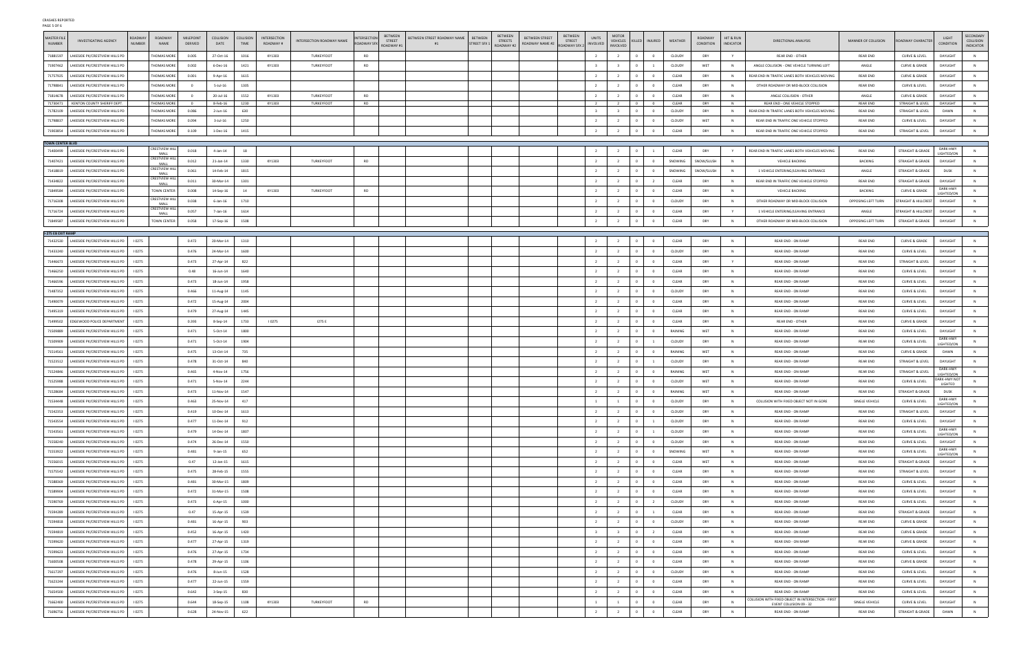CRASHES REPORTED

| MASTER FILE NUMBER | INVESTIGATING AGENCY | ROADWAY NUMBER | ROADWAY NAME | MILEPOINT DERIVED | COLLISION DATE | COLLISION TIME | INTERSECTION ROADWAY # | INTERSECTION ROADWAY NAME | INTERSECTION ROADWAY SFX | BETWEEN STREET ROADWAY #1 | BETWEEN STREET ROADWAY NAME #1 | BETWEEN STREET SFX 1 | BETWEEN STREETS ROADWAY #2 | BETWEEN STREET ROADWAY NAME #2 | BETWEEN STREET ROADWAY SFX 2 | UNITS INVOLVED | MOTOR VEHICLES INVOLVED | KILLED | INJURED | WEATHER | ROADWAY CONDITION | HIT & RUN INDICATOR | DIRECTIONAL ANALYSIS | MANNER OF COLLISION | ROADWAY CHARACTER | LIGHT CONDITION | SECONDARY COLLISION INDICATOR |
|---|---|---|---|---|---|---|---|---|---|---|---|---|---|---|---|---|---|---|---|---|---|---|---|---|---|---|---|
| 71881597 | LAKESIDE PK/CRESTVIEW HILLS PD | | THOMAS MORE | 0.005 | 27-Oct-16 | 1016 | KY1303 | TURKEYFOOT | RD | | | | | | | 2 | 2 | 0 | 0 | CLOUDY | DRY | Y | REAR END - OTHER | REAR END | CURVE & LEVEL | DAYLIGHT | N |
| 71907462 | LAKESIDE PK/CRESTVIEW HILLS PD | | THOMAS MORE | 0.002 | 6-Dec-16 | 1421 | KY1303 | TURKEYFOOT | RD | | | | | | | 3 | 3 | 0 | 1 | CLOUDY | WET | N | ANGLE COLLISION - ONE VEHICLE TURNING LEFT | ANGLE | CURVE & GRADE | DAYLIGHT | N |
| 71757925 | LAKESIDE PK/CRESTVIEW HILLS PD | | THOMAS MORE | 0.001 | 9-Apr-16 | 1615 | | | | | | | | | | 2 | 2 | 0 | 0 | CLEAR | DRY | N | REAR END IN TRAFFIC LANES BOTH VEHICLES MOVING | REAR END | CURVE & GRADE | DAYLIGHT | N |
| 71788841 | LAKESIDE PK/CRESTVIEW HILLS PD | | THOMAS MORE | 0 | 5-Jul-16 | 1305 | | | | | | | | | | 2 | 2 | 0 | 0 | CLEAR | DRY | N | OTHER ROADWAY OR MID-BLOCK COLLISION | REAR END | CURVE & LEVEL | DAYLIGHT | N |
| 71814678 | LAKESIDE PK/CRESTVIEW HILLS PD | | THOMAS MORE | 0 | 20-Jul-16 | 1552 | KY1303 | TURKEYFOOT | RD | | | | | | | 2 | 2 | 0 | 0 | CLEAR | DRY | N | ANGLE COLLISION - OTHER | ANGLE | CURVE & GRADE | DAYLIGHT | N |
| 71730471 | KENTON COUNTY SHERIFF DEPT. | | THOMAS MORE | 0 | 8-Feb-16 | 1230 | KY1303 | TURKEYFOOT | RD | | | | | | | 2 | 2 | 0 | 0 | CLEAR | DRY | N | REAR END - ONE VEHICLE STOPPED | REAR END | STRAIGHT & LEVEL | DAYLIGHT | N |
| 71782109 | LAKESIDE PK/CRESTVIEW HILLS PD | | THOMAS MORE | 0.086 | 2-Jun-16 | 630 | | | | | | | | | | 3 | 3 | 0 | 0 | CLOUDY | DRY | N | REAR END IN TRAFFIC LANES BOTH VEHICLES MOVING | REAR END | STRAIGHT & LEVEL | DAWN | N |
| 71798837 | LAKESIDE PK/CRESTVIEW HILLS PD | | THOMAS MORE | 0.094 | 3-Jul-16 | 1250 | | | | | | | | | | 2 | 2 | 0 | 0 | CLOUDY | WET | N | REAR END IN TRAFFIC ONE VEHICLE STOPPED | REAR END | CURVE & LEVEL | DAYLIGHT | N |
| 71903854 | LAKESIDE PK/CRESTVIEW HILLS PD | | THOMAS MORE | 0.109 | 3-Dec-16 | 1415 | | | | | | | | | | 2 | 2 | 0 | 0 | CLEAR | DRY | N | REAR END IN TRAFFIC ONE VEHICLE STOPPED | REAR END | STRAIGHT & LEVEL | DAYLIGHT | N |
| **TOWN CENTER BLVD** | | | | | | | | | | | | | | | | | | | | | | | | | | | |
| 71400499 | LAKESIDE PK/CRESTVIEW HILLS PD | | CRESTVIEW HILL MALL | 0.018 | 4-Jan-14 | 18 | | | | | | | | | | 2 | 2 | 0 | 1 | CLEAR | DRY | Y | REAR END IN TRAFFIC LANES BOTH VEHICLES MOVING | REAR END | STRAIGHT & GRADE | DARK-HWY LIGHTED/ON | N |
| 71407421 | LAKESIDE PK/CRESTVIEW HILLS PD | | CRESTVIEW HILL MALL | 0.012 | 21-Jan-14 | 1330 | KY1303 | TURKEYFOOT | RD | | | | | | | 2 | 2 | 0 | 0 | SNOWING | SNOW/SLUSH | N | VEHICLE BACKING | BACKING | STRAIGHT & GRADE | DAYLIGHT | N |
| 71418819 | LAKESIDE PK/CRESTVIEW HILLS PD | | CRESTVIEW HILL MALL | 0.061 | 14-Feb-14 | 1815 | | | | | | | | | | 2 | 2 | 0 | 0 | SNOWING | SNOW/SLUSH | N | 1 VEHICLE ENTERING/LEAVING ENTRANCE | ANGLE | STRAIGHT & GRADE | DUSK | N |
| 71434822 | LAKESIDE PK/CRESTVIEW HILLS PD | | CRESTVIEW HILL MALL | 0.011 | 30-Mar-14 | 1301 | | | | | | | | | | 2 | 2 | 0 | 2 | CLEAR | DRY | N | REAR END IN TRAFFIC ONE VEHICLE STOPPED | REAR END | STRAIGHT & GRADE | DAYLIGHT | N |
| 71849584 | LAKESIDE PK/CRESTVIEW HILLS PD | | TOWN CENTER | 0.008 | 19-Sep-16 | 14 | KY1303 | TURKEYFOOT | RD | | | | | | | 2 | 2 | 0 | 0 | CLEAR | DRY | N | VEHICLE BACKING | BACKING | CURVE & GRADE | DARK-HWY LIGHTED/ON | N |
| 71716308 | LAKESIDE PK/CRESTVIEW HILLS PD | | CRESTVIEW HILL MALL | 0.038 | 6-Jan-16 | 1710 | | | | | | | | | | 2 | 2 | 0 | 0 | CLOUDY | DRY | N | OTHER ROADWAY OR MID-BLOCK COLLISION | OPPOSING LEFT TURN | STRAIGHT & HILLCREST | DAYLIGHT | N |
| 71716724 | LAKESIDE PK/CRESTVIEW HILLS PD | | CRESTVIEW HILL MALL | 0.057 | 7-Jan-16 | 1614 | | | | | | | | | | 2 | 2 | 0 | 0 | CLEAR | DRY | Y | 1 VEHICLE ENTERING/LEAVING ENTRANCE | ANGLE | STRAIGHT & HILLCREST | DAYLIGHT | N |
| 71849587 | LAKESIDE PK/CRESTVIEW HILLS PD | | TOWN CENTER | 0.058 | 17-Sep-16 | 1508 | | | | | | | | | | 2 | 2 | 0 | 0 | CLEAR | DRY | N | OTHER ROADWAY OR MID-BLOCK COLLISION | OPPOSING LEFT TURN | STRAIGHT & GRADE | DAYLIGHT | N |
| **I-275 EB EXIT RAMP** | | | | | | | | | | | | | | | | | | | | | | | | | | | |
| 71432530 | LAKESIDE PK/CRESTVIEW HILLS PD | I 0275 | | 0.472 | 20-Mar-14 | 1310 | | | | | | | | | | 2 | 2 | 0 | 0 | CLEAR | DRY | N | REAR END - ON RAMP | REAR END | CURVE & GRADE | DAYLIGHT | N |
| 71433240 | LAKESIDE PK/CRESTVIEW HILLS PD | I 0275 | | 0.476 | 24-Mar-14 | 1600 | | | | | | | | | | 2 | 2 | 0 | 0 | CLOUDY | DRY | N | REAR END - ON RAMP | REAR END | CURVE & LEVEL | DAYLIGHT | N |
| 71446673 | LAKESIDE PK/CRESTVIEW HILLS PD | I 0275 | | 0.473 | 27-Apr-14 | 822 | | | | | | | | | | 2 | 2 | 0 | 0 | CLEAR | DRY | Y | REAR END - ON RAMP | REAR END | STRAIGHT & LEVEL | DAYLIGHT | N |
| 71466250 | LAKESIDE PK/CRESTVIEW HILLS PD | I 0275 | | 0.48 | 16-Jun-14 | 1640 | | | | | | | | | | 2 | 2 | 0 | 0 | CLEAR | DRY | N | REAR END - ON RAMP | REAR END | CURVE & LEVEL | DAYLIGHT | N |
| 71466596 | LAKESIDE PK/CRESTVIEW HILLS PD | I 0275 | | 0.473 | 18-Jun-14 | 1958 | | | | | | | | | | 2 | 2 | 0 | 0 | CLEAR | DRY | N | REAR END - ON RAMP | REAR END | CURVE & LEVEL | DAYLIGHT | N |
| 71487352 | LAKESIDE PK/CRESTVIEW HILLS PD | I 0275 | | 0.466 | 11-Aug-14 | 1145 | | | | | | | | | | 2 | 2 | 0 | 0 | CLOUDY | DRY | N | REAR END - ON RAMP | REAR END | CURVE & LEVEL | DAYLIGHT | N |
| 71490079 | LAKESIDE PK/CRESTVIEW HILLS PD | I 0275 | | 0.472 | 15-Aug-14 | 2004 | | | | | | | | | | 2 | 2 | 0 | 0 | CLEAR | DRY | N | REAR END - ON RAMP | REAR END | CURVE & LEVEL | DAYLIGHT | N |
| 71495319 | LAKESIDE PK/CRESTVIEW HILLS PD | I 0275 | | 0.479 | 27-Aug-14 | 1445 | | | | | | | | | | 2 | 2 | 0 | 0 | CLEAR | DRY | N | REAR END - ON RAMP | REAR END | CURVE & LEVEL | DAYLIGHT | N |
| 71499502 | EDGEWOOD POLICE DEPARTMENT | I 0275 | | 0.393 | 8-Sep-14 | 1733 | I 0275 | I275 E | | | | | | | | 2 | 2 | 0 | 0 | CLEAR | DRY | N | REAR END - OTHER | REAR END | CURVE & GRADE | DAYLIGHT | N |
| 71509889 | LAKESIDE PK/CRESTVIEW HILLS PD | I 0275 | | 0.471 | 5-Oct-14 | 1800 | | | | | | | | | | 2 | 2 | 0 | 0 | RAINING | WET | N | REAR END - ON RAMP | REAR END | CURVE & LEVEL | DAYLIGHT | N |
| 71509909 | LAKESIDE PK/CRESTVIEW HILLS PD | I 0275 | | 0.471 | 5-Oct-14 | 1904 | | | | | | | | | | 2 | 2 | 0 | 1 | CLOUDY | DRY | N | REAR END - ON RAMP | REAR END | CURVE & LEVEL | DARK-HWY LIGHTED/ON | N |
| 71514561 | LAKESIDE PK/CRESTVIEW HILLS PD | I 0275 | | 0.475 | 13-Oct-14 | 735 | | | | | | | | | | 2 | 2 | 0 | 0 | RAINING | WET | N | REAR END - ON RAMP | REAR END | CURVE & GRADE | DAWN | N |
| 71523512 | LAKESIDE PK/CRESTVIEW HILLS PD | I 0275 | | 0.478 | 31-Oct-14 | 840 | | | | | | | | | | 2 | 2 | 0 | 1 | CLOUDY | DRY | N | REAR END - ON RAMP | REAR END | STRAIGHT & LEVEL | DAYLIGHT | N |
| 71524846 | LAKESIDE PK/CRESTVIEW HILLS PD | I 0275 | | 0.465 | 4-Nov-14 | 1756 | | | | | | | | | | 2 | 2 | 0 | 0 | RAINING | WET | N | REAR END - ON RAMP | REAR END | STRAIGHT & LEVEL | DARK-HWY LIGHTED/ON | N |
| 71525988 | LAKESIDE PK/CRESTVIEW HILLS PD | I 0275 | | 0.471 | 5-Nov-14 | 2244 | | | | | | | | | | 2 | 2 | 0 | 0 | CLOUDY | WET | N | REAR END - ON RAMP | REAR END | CURVE & LEVEL | DARK-HWY NOT LIGHTED | N |
| 71528684 | LAKESIDE PK/CRESTVIEW HILLS PD | I 0275 | | 0.473 | 11-Nov-14 | 1547 | | | | | | | | | | 2 | 2 | 0 | 0 | RAINING | WET | N | REAR END - ON RAMP | REAR END | STRAIGHT & GRADE | DUSK | N |
| 71534448 | LAKESIDE PK/CRESTVIEW HILLS PD | I 0275 | | 0.463 | 25-Nov-14 | 417 | | | | | | | | | | 1 | 1 | 0 | 0 | CLOUDY | DRY | N | COLLISION WITH FIXED OBJECT NOT IN GORE | SINGLE VEHICLE | CURVE & LEVEL | DARK-HWY LIGHTED/ON | N |
| 71542353 | LAKESIDE PK/CRESTVIEW HILLS PD | I 0275 | | 0.419 | 10-Dec-14 | 1613 | | | | | | | | | | 2 | 2 | 0 | 0 | CLOUDY | DRY | N | REAR END - ON RAMP | REAR END | STRAIGHT & LEVEL | DAYLIGHT | N |
| 71543554 | LAKESIDE PK/CRESTVIEW HILLS PD | I 0275 | | 0.477 | 11-Dec-14 | 912 | | | | | | | | | | 2 | 2 | 0 | 1 | CLOUDY | DRY | N | REAR END - ON RAMP | REAR END | CURVE & LEVEL | DAYLIGHT | N |
| 71543561 | LAKESIDE PK/CRESTVIEW HILLS PD | I 0275 | | 0.479 | 14-Dec-14 | 1807 | | | | | | | | | | 2 | 2 | 0 | 1 | CLOUDY | DRY | N | REAR END - ON RAMP | REAR END | CURVE & LEVEL | DARK-HWY LIGHTED/ON | N |
| 71558240 | LAKESIDE PK/CRESTVIEW HILLS PD | I 0275 | | 0.474 | 26-Dec-14 | 1550 | | | | | | | | | | 2 | 2 | 0 | 0 | CLOUDY | DRY | N | REAR END - ON RAMP | REAR END | CURVE & LEVEL | DAYLIGHT | N |
| 71553922 | LAKESIDE PK/CRESTVIEW HILLS PD | I 0275 | | 0.481 | 9-Jan-15 | 652 | | | | | | | | | | 2 | 2 | 0 | 0 | SNOWING | WET | N | REAR END - ON RAMP | REAR END | CURVE & LEVEL | DARK-HWY LIGHTED/ON | N |
| 71556015 | LAKESIDE PK/CRESTVIEW HILLS PD | I 0275 | | 0.47 | 12-Jan-15 | 1615 | | | | | | | | | | 2 | 2 | 0 | 0 | CLEAR | WET | N | REAR END - ON RAMP | REAR END | STRAIGHT & GRADE | DAYLIGHT | N |
| 71575542 | LAKESIDE PK/CRESTVIEW HILLS PD | I 0275 | | 0.475 | 28-Feb-15 | 1555 | | | | | | | | | | 2 | 2 | 0 | 0 | CLEAR | DRY | N | REAR END - ON RAMP | REAR END | STRAIGHT & LEVEL | DAYLIGHT | N |
| 71588369 | LAKESIDE PK/CRESTVIEW HILLS PD | I 0275 | | 0.481 | 30-Mar-15 | 1809 | | | | | | | | | | 2 | 2 | 0 | 0 | CLEAR | DRY | N | REAR END - ON RAMP | REAR END | CURVE & LEVEL | DAYLIGHT | N |
| 71589904 | LAKESIDE PK/CRESTVIEW HILLS PD | I 0275 | | 0.472 | 31-Mar-15 | 1508 | | | | | | | | | | 2 | 2 | 0 | 0 | CLEAR | DRY | N | REAR END - ON RAMP | REAR END | CURVE & LEVEL | DAYLIGHT | N |
| 71590769 | LAKESIDE PK/CRESTVIEW HILLS PD | I 0275 | | 0.473 | 6-Apr-15 | 1000 | | | | | | | | | | 2 | 2 | 0 | 2 | CLOUDY | DRY | N | REAR END - ON RAMP | REAR END | CURVE & LEVEL | DAYLIGHT | N |
| 71594289 | LAKESIDE PK/CRESTVIEW HILLS PD | I 0275 | | 0.47 | 15-Apr-15 | 1539 | | | | | | | | | | 2 | 2 | 0 | 1 | CLEAR | DRY | N | REAR END - ON RAMP | REAR END | STRAIGHT & GRADE | DAYLIGHT | N |
| 71594818 | LAKESIDE PK/CRESTVIEW HILLS PD | I 0275 | | 0.481 | 16-Apr-15 | 903 | | | | | | | | | | 2 | 2 | 0 | 0 | CLOUDY | DRY | N | REAR END - ON RAMP | REAR END | CURVE & GRADE | DAYLIGHT | N |
| 71594819 | LAKESIDE PK/CRESTVIEW HILLS PD | I 0275 | | 0.452 | 16-Apr-15 | 1420 | | | | | | | | | | 3 | 3 | 0 | 2 | CLEAR | DRY | N | REAR END - ON RAMP | REAR END | CURVE & GRADE | DAYLIGHT | N |
| 71599620 | LAKESIDE PK/CRESTVIEW HILLS PD | I 0275 | | 0.477 | 27-Apr-15 | 1319 | | | | | | | | | | 2 | 2 | 0 | 0 | CLEAR | DRY | N | REAR END - ON RAMP | REAR END | CURVE & GRADE | DAYLIGHT | N |
| 71599623 | LAKESIDE PK/CRESTVIEW HILLS PD | I 0275 | | 0.476 | 27-Apr-15 | 1734 | | | | | | | | | | 2 | 2 | 0 | 0 | CLEAR | DRY | N | REAR END - ON RAMP | REAR END | CURVE & LEVEL | DAYLIGHT | N |
| 71600508 | LAKESIDE PK/CRESTVIEW HILLS PD | I 0275 | | 0.478 | 29-Apr-15 | 1106 | | | | | | | | | | 2 | 2 | 0 | 0 | CLEAR | DRY | N | REAR END - ON RAMP | REAR END | CURVE & GRADE | DAYLIGHT | N |
| 71617297 | LAKESIDE PK/CRESTVIEW HILLS PD | I 0275 | | 0.476 | 8-Jun-15 | 1528 | | | | | | | | | | 2 | 2 | 0 | 0 | CLOUDY | DRY | N | REAR END - ON RAMP | REAR END | CURVE & LEVEL | DAYLIGHT | N |
| 71623244 | LAKESIDE PK/CRESTVIEW HILLS PD | I 0275 | | 0.477 | 22-Jun-15 | 1559 | | | | | | | | | | 2 | 2 | 0 | 0 | CLEAR | DRY | N | REAR END - ON RAMP | REAR END | CURVE & LEVEL | DAYLIGHT | N |
| 71654500 | LAKESIDE PK/CRESTVIEW HILLS PD | I 0275 | | 0.642 | 3-Sep-15 | 830 | | | | | | | | | | 2 | 2 | 0 | 0 | CLEAR | DRY | N | REAR END - ON RAMP | REAR END | CURVE & LEVEL | DAYLIGHT | N |
| 71662400 | LAKESIDE PK/CRESTVIEW HILLS PD | I 0275 | | 0.644 | 18-Sep-15 | 1108 | KY1303 | TURKEYFOOT | RD | | | | | | | 1 | 1 | 0 | 0 | CLEAR | DRY | N | COLLISION WITH FIXED OBJECT IN INTERSECTION - FIRST EVENT COLLISION 09 - 32 | SINGLE VEHICLE | CURVE & LEVEL | DAYLIGHT | N |
| 71686756 | LAKESIDE PK/CRESTVIEW HILLS PD | I 0275 | | 0.628 | 24-Nov-15 | 622 | | | | | | | | | | 2 | 2 | 0 | 0 | CLEAR | DRY | N | REAR END - ON RAMP | REAR END | STRAIGHT & GRADE | DAWN | N |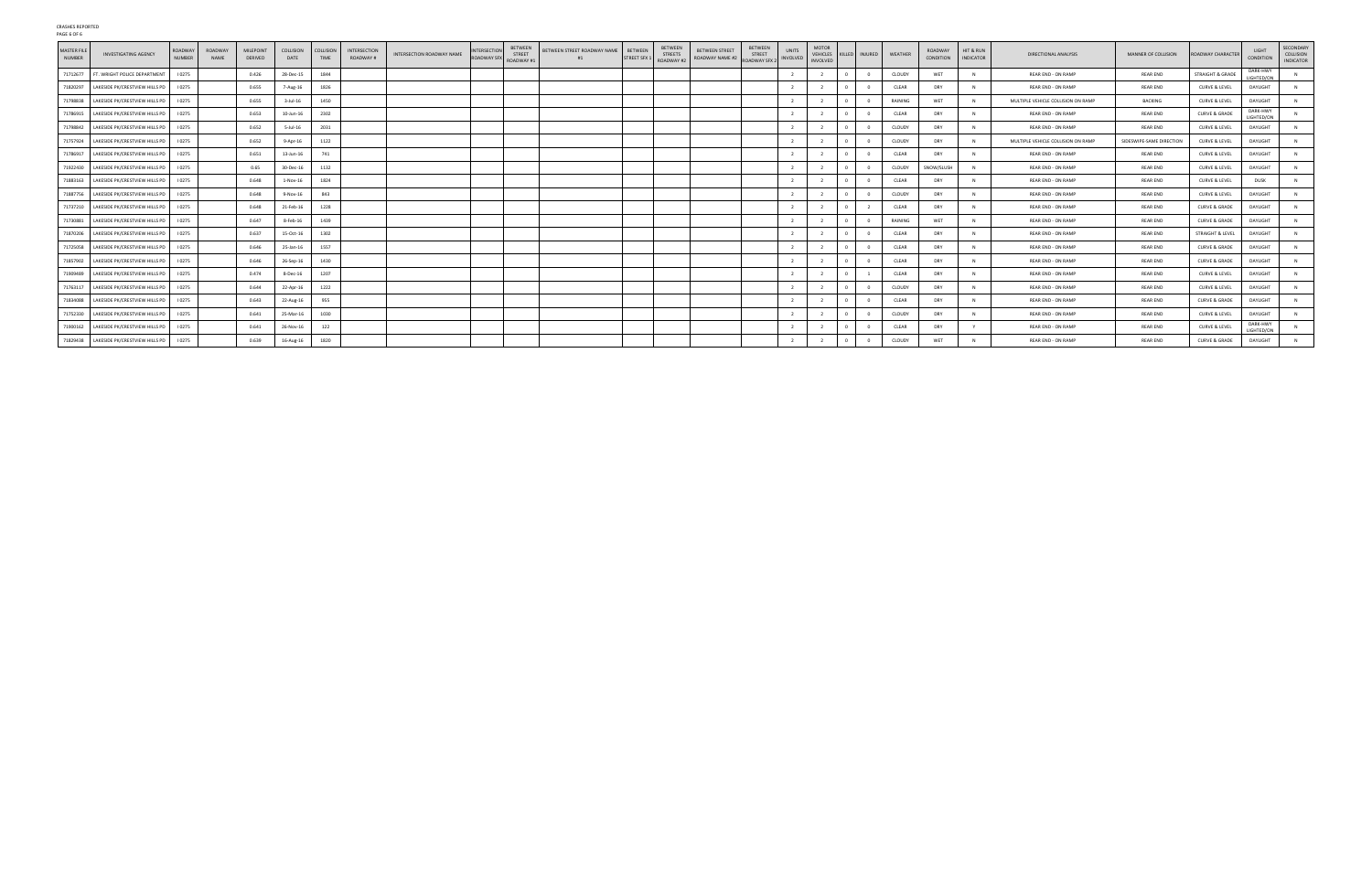CRASHES REPORTED

| MASTER FILE NUMBER | INVESTIGATING AGENCY | ROADWAY NUMBER | ROADWAY NAME | MILEPOINT DERIVED | COLLISION DATE | COLLISION TIME | INTERSECTION ROADWAY # | INTERSECTION ROADWAY NAME | INTERSECTION ROADWAY SFX | BETWEEN STREET ROADWAY #1 | BETWEEN STREET ROADWAY NAME #1 | BETWEEN STREET SFX 1 | BETWEEN STREETS ROADWAY #2 | BETWEEN STREET ROADWAY NAME #2 | BETWEEN STREET ROADWAY SFX 2 | UNITS INVOLVED | MOTOR VEHICLES INVOLVED | KILLED | INJURED | WEATHER | ROADWAY CONDITION | HIT & RUN INDICATOR | DIRECTIONAL ANALYSIS | MANNER OF COLLISION | ROADWAY CHARACTER | LIGHT CONDITION | SECONDARY COLLISION INDICATOR |
|---|---|---|---|---|---|---|---|---|---|---|---|---|---|---|---|---|---|---|---|---|---|---|---|---|---|---|---|
| 71712677 | FT. WRIGHT POLICE DEPARTMENT | I 0275 | | 0.426 | 28-Dec-15 | 1844 | | | | | | | | | | 2 | 2 | 0 | 0 | CLOUDY | WET | N | REAR END - ON RAMP | REAR END | STRAIGHT & GRADE | DARK-HWY LIGHTED/ON | N |
| 71820297 | LAKESIDE PK/CRESTVIEW HILLS PD | I 0275 | | 0.655 | 7-Aug-16 | 1826 | | | | | | | | | | 2 | 2 | 0 | 0 | CLEAR | DRY | N | REAR END - ON RAMP | REAR END | CURVE & LEVEL | DAYLIGHT | N |
| 71788838 | LAKESIDE PK/CRESTVIEW HILLS PD | I 0275 | | 0.655 | 3-Jul-16 | 1450 | | | | | | | | | | 2 | 2 | 0 | 0 | RAINING | WET | N | MULTIPLE VEHICLE COLLISION ON RAMP | BACKING | CURVE & LEVEL | DAYLIGHT | N |
| 71786915 | LAKESIDE PK/CRESTVIEW HILLS PD | I 0275 | | 0.653 | 30-Jun-16 | 2302 | | | | | | | | | | 2 | 2 | 0 | 0 | CLEAR | DRY | N | REAR END - ON RAMP | REAR END | CURVE & GRADE | DARK-HWY LIGHTED/ON | N |
| 71798842 | LAKESIDE PK/CRESTVIEW HILLS PD | I 0275 | | 0.652 | 5-Jul-16 | 2031 | | | | | | | | | | 2 | 2 | 0 | 0 | CLOUDY | DRY | N | REAR END - ON RAMP | REAR END | CURVE & LEVEL | DAYLIGHT | N |
| 71757924 | LAKESIDE PK/CRESTVIEW HILLS PD | I 0275 | | 0.652 | 9-Apr-16 | 1122 | | | | | | | | | | 2 | 2 | 0 | 0 | CLOUDY | DRY | N | MULTIPLE VEHICLE COLLISION ON RAMP | SIDESWIPE-SAME DIRECTION | CURVE & LEVEL | DAYLIGHT | N |
| 71786917 | LAKESIDE PK/CRESTVIEW HILLS PD | I 0275 | | 0.651 | 13-Jun-16 | 741 | | | | | | | | | | 2 | 2 | 0 | 0 | CLEAR | DRY | N | REAR END - ON RAMP | REAR END | CURVE & LEVEL | DAYLIGHT | N |
| 71922430 | LAKESIDE PK/CRESTVIEW HILLS PD | I 0275 | | 0.65 | 30-Dec-16 | 1132 | | | | | | | | | | 2 | 2 | 0 | 0 | CLOUDY | SNOW/SLUSH | N | REAR END - ON RAMP | REAR END | CURVE & LEVEL | DAYLIGHT | N |
| 71883163 | LAKESIDE PK/CRESTVIEW HILLS PD | I 0275 | | 0.648 | 1-Nov-16 | 1824 | | | | | | | | | | 2 | 2 | 0 | 0 | CLEAR | DRY | N | REAR END - ON RAMP | REAR END | CURVE & LEVEL | DUSK | N |
| 71887756 | LAKESIDE PK/CRESTVIEW HILLS PD | I 0275 | | 0.648 | 9-Nov-16 | 843 | | | | | | | | | | 2 | 2 | 0 | 0 | CLOUDY | DRY | N | REAR END - ON RAMP | REAR END | CURVE & LEVEL | DAYLIGHT | N |
| 71737210 | LAKESIDE PK/CRESTVIEW HILLS PD | I 0275 | | 0.648 | 21-Feb-16 | 1228 | | | | | | | | | | 2 | 2 | 0 | 2 | CLEAR | DRY | N | REAR END - ON RAMP | REAR END | CURVE & GRADE | DAYLIGHT | N |
| 71730881 | LAKESIDE PK/CRESTVIEW HILLS PD | I 0275 | | 0.647 | 8-Feb-16 | 1439 | | | | | | | | | | 2 | 2 | 0 | 0 | RAINING | WET | N | REAR END - ON RAMP | REAR END | CURVE & GRADE | DAYLIGHT | N |
| 71870206 | LAKESIDE PK/CRESTVIEW HILLS PD | I 0275 | | 0.637 | 15-Oct-16 | 1302 | | | | | | | | | | 2 | 2 | 0 | 0 | CLEAR | DRY | N | REAR END - ON RAMP | REAR END | STRAIGHT & LEVEL | DAYLIGHT | N |
| 71725058 | LAKESIDE PK/CRESTVIEW HILLS PD | I 0275 | | 0.646 | 25-Jan-16 | 1557 | | | | | | | | | | 2 | 2 | 0 | 0 | CLEAR | DRY | N | REAR END - ON RAMP | REAR END | CURVE & GRADE | DAYLIGHT | N |
| 71857902 | LAKESIDE PK/CRESTVIEW HILLS PD | I 0275 | | 0.646 | 26-Sep-16 | 1430 | | | | | | | | | | 2 | 2 | 0 | 0 | CLEAR | DRY | N | REAR END - ON RAMP | REAR END | CURVE & GRADE | DAYLIGHT | N |
| 71909489 | LAKESIDE PK/CRESTVIEW HILLS PD | I 0275 | | 0.474 | 8-Dec-16 | 1207 | | | | | | | | | | 2 | 2 | 0 | 1 | CLEAR | DRY | N | REAR END - ON RAMP | REAR END | CURVE & LEVEL | DAYLIGHT | N |
| 71763117 | LAKESIDE PK/CRESTVIEW HILLS PD | I 0275 | | 0.644 | 22-Apr-16 | 1222 | | | | | | | | | | 2 | 2 | 0 | 0 | CLOUDY | DRY | N | REAR END - ON RAMP | REAR END | CURVE & LEVEL | DAYLIGHT | N |
| 71834088 | LAKESIDE PK/CRESTVIEW HILLS PD | I 0275 | | 0.643 | 22-Aug-16 | 955 | | | | | | | | | | 2 | 2 | 0 | 0 | CLEAR | DRY | N | REAR END - ON RAMP | REAR END | CURVE & GRADE | DAYLIGHT | N |
| 71752330 | LAKESIDE PK/CRESTVIEW HILLS PD | I 0275 | | 0.641 | 25-Mar-16 | 1030 | | | | | | | | | | 2 | 2 | 0 | 0 | CLOUDY | DRY | N | REAR END - ON RAMP | REAR END | CURVE & LEVEL | DAYLIGHT | N |
| 71900162 | LAKESIDE PK/CRESTVIEW HILLS PD | I 0275 | | 0.641 | 26-Nov-16 | 122 | | | | | | | | | | 2 | 2 | 0 | 0 | CLEAR | DRY | Y | REAR END - ON RAMP | REAR END | CURVE & LEVEL | DARK-HWY LIGHTED/ON | N |
| 71829438 | LAKESIDE PK/CRESTVIEW HILLS PD | I 0275 | | 0.639 | 16-Aug-16 | 1820 | | | | | | | | | | 2 | 2 | 0 | 0 | CLOUDY | WET | N | REAR END - ON RAMP | REAR END | CURVE & GRADE | DAYLIGHT | N |